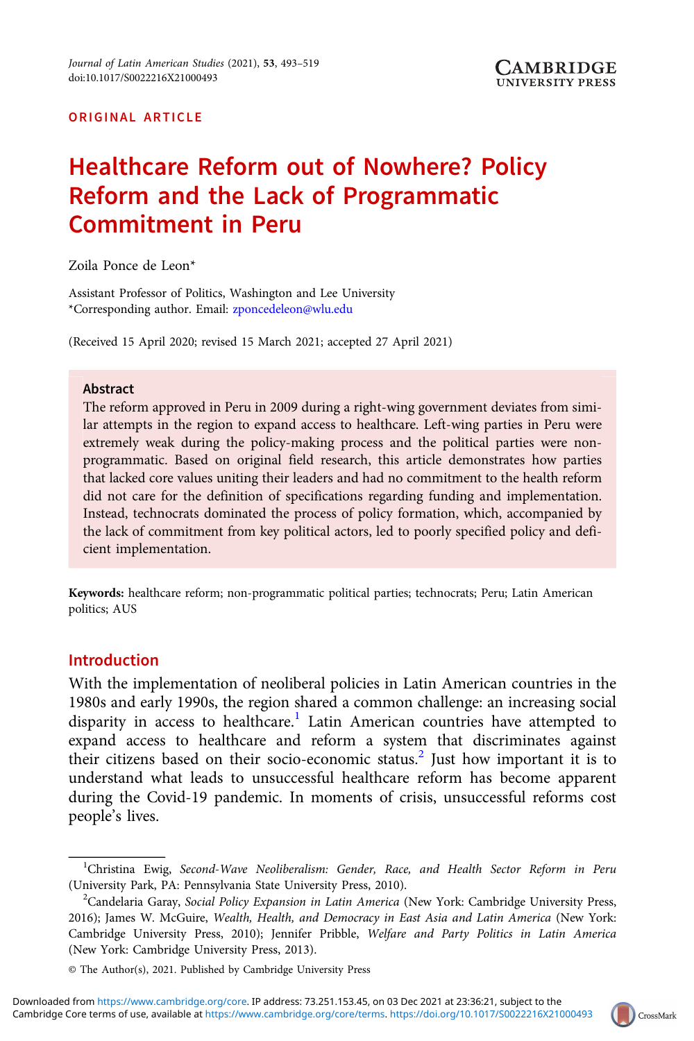ORIGINAL ARTICLE

# Healthcare Reform out of Nowhere? Policy Reform and the Lack of Programmatic Commitment in Peru

Zoila Ponce de Leon*

Assistant Professor of Politics, Washington and Lee University
*Corresponding author. Email: zponcedeleon@wlu.edu

(Received 15 April 2020; revised 15 March 2021; accepted 27 April 2021)

## Abstract

The reform approved in Peru in 2009 during a right-wing government deviates from similar attempts in the region to expand access to healthcare. Left-wing parties in Peru were extremely weak during the policy-making process and the political parties were non-programmatic. Based on original field research, this article demonstrates how parties that lacked core values uniting their leaders and had no commitment to the health reform did not care for the definition of specifications regarding funding and implementation. Instead, technocrats dominated the process of policy formation, which, accompanied by the lack of commitment from key political actors, led to poorly specified policy and deficient implementation.

**Keywords:** healthcare reform; non-programmatic political parties; technocrats; Peru; Latin American politics; AUS

## Introduction

With the implementation of neoliberal policies in Latin American countries in the 1980s and early 1990s, the region shared a common challenge: an increasing social disparity in access to healthcare.[1] Latin American countries have attempted to expand access to healthcare and reform a system that discriminates against their citizens based on their socio-economic status.[2] Just how important it is to understand what leads to unsuccessful healthcare reform has become apparent during the Covid-19 pandemic. In moments of crisis, unsuccessful reforms cost people's lives.

[1] Christina Ewig, *Second-Wave Neoliberalism: Gender, Race, and Health Sector Reform in Peru* (University Park, PA: Pennsylvania State University Press, 2010).

[2] Candelaria Garay, *Social Policy Expansion in Latin America* (New York: Cambridge University Press, 2016); James W. McGuire, *Wealth, Health, and Democracy in East Asia and Latin America* (New York: Cambridge University Press, 2010); Jennifer Pribble, *Welfare and Party Politics in Latin America* (New York: Cambridge University Press, 2013).

© The Author(s), 2021. Published by Cambridge University Press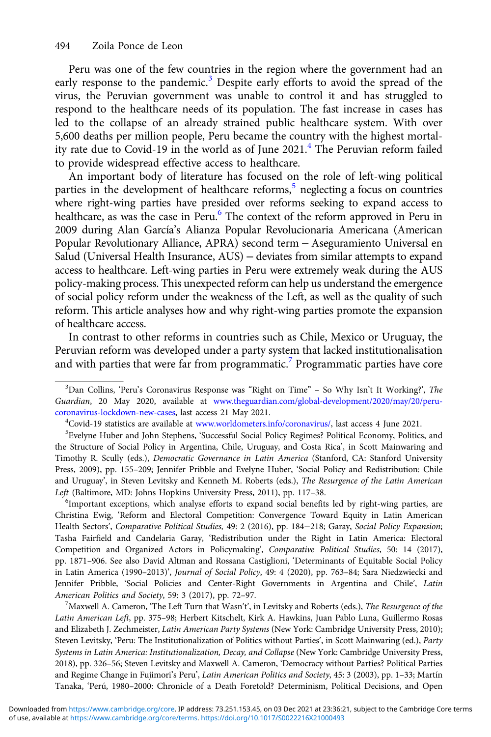Peru was one of the few countries in the region where the government had an early response to the pandemic.[3] Despite early efforts to avoid the spread of the virus, the Peruvian government was unable to control it and has struggled to respond to the healthcare needs of its population. The fast increase in cases has led to the collapse of an already strained public healthcare system. With over 5,600 deaths per million people, Peru became the country with the highest mortality rate due to Covid-19 in the world as of June 2021.[4] The Peruvian reform failed to provide widespread effective access to healthcare.

An important body of literature has focused on the role of left-wing political parties in the development of healthcare reforms,[5] neglecting a focus on countries where right-wing parties have presided over reforms seeking to expand access to healthcare, as was the case in Peru.[6] The context of the reform approved in Peru in 2009 during Alan García's Alianza Popular Revolucionaria Americana (American Popular Revolutionary Alliance, APRA) second term – Aseguramiento Universal en Salud (Universal Health Insurance, AUS) – deviates from similar attempts to expand access to healthcare. Left-wing parties in Peru were extremely weak during the AUS policy-making process. This unexpected reform can help us understand the emergence of social policy reform under the weakness of the Left, as well as the quality of such reform. This article analyses how and why right-wing parties promote the expansion of healthcare access.

In contrast to other reforms in countries such as Chile, Mexico or Uruguay, the Peruvian reform was developed under a party system that lacked institutionalisation and with parties that were far from programmatic.[7] Programmatic parties have core

---

[3] Dan Collins, 'Peru's Coronavirus Response was "Right on Time" – So Why Isn't It Working?', *The Guardian*, 20 May 2020, available at www.theguardian.com/global-development/2020/may/20/peru-coronavirus-lockdown-new-cases, last access 21 May 2021.

[4] Covid-19 statistics are available at www.worldometers.info/coronavirus/, last access 4 June 2021.

[5] Evelyne Huber and John Stephens, 'Successful Social Policy Regimes? Political Economy, Politics, and the Structure of Social Policy in Argentina, Chile, Uruguay, and Costa Rica', in Scott Mainwaring and Timothy R. Scully (eds.), *Democratic Governance in Latin America* (Stanford, CA: Stanford University Press, 2009), pp. 155–209; Jennifer Pribble and Evelyne Huber, 'Social Policy and Redistribution: Chile and Uruguay', in Steven Levitsky and Kenneth M. Roberts (eds.), *The Resurgence of the Latin American Left* (Baltimore, MD: Johns Hopkins University Press, 2011), pp. 117–38.

[6] Important exceptions, which analyse efforts to expand social benefits led by right-wing parties, are Christina Ewig, 'Reform and Electoral Competition: Convergence Toward Equity in Latin American Health Sectors', *Comparative Political Studies,* 49: 2 (2016), pp. 184–218; Garay, *Social Policy Expansion*; Tasha Fairfield and Candelaria Garay, 'Redistribution under the Right in Latin America: Electoral Competition and Organized Actors in Policymaking', *Comparative Political Studies*, 50: 14 (2017), pp. 1871–906. See also David Altman and Rossana Castiglioni, 'Determinants of Equitable Social Policy in Latin America (1990–2013)', *Journal of Social Policy*, 49: 4 (2020), pp. 763–84; Sara Niedzwiecki and Jennifer Pribble, 'Social Policies and Center-Right Governments in Argentina and Chile', *Latin American Politics and Society*, 59: 3 (2017), pp. 72–97.

[7] Maxwell A. Cameron, 'The Left Turn that Wasn't', in Levitsky and Roberts (eds.), *The Resurgence of the Latin American Left*, pp. 375–98; Herbert Kitschelt, Kirk A. Hawkins, Juan Pablo Luna, Guillermo Rosas and Elizabeth J. Zechmeister, *Latin American Party Systems* (New York: Cambridge University Press, 2010); Steven Levitsky, 'Peru: The Institutionalization of Politics without Parties', in Scott Mainwaring (ed.), *Party Systems in Latin America: Institutionalization, Decay, and Collapse* (New York: Cambridge University Press, 2018), pp. 326–56; Steven Levitsky and Maxwell A. Cameron, 'Democracy without Parties? Political Parties and Regime Change in Fujimori's Peru', *Latin American Politics and Society*, 45: 3 (2003), pp. 1–33; Martín Tanaka, 'Perú, 1980–2000: Chronicle of a Death Foretold? Determinism, Political Decisions, and Open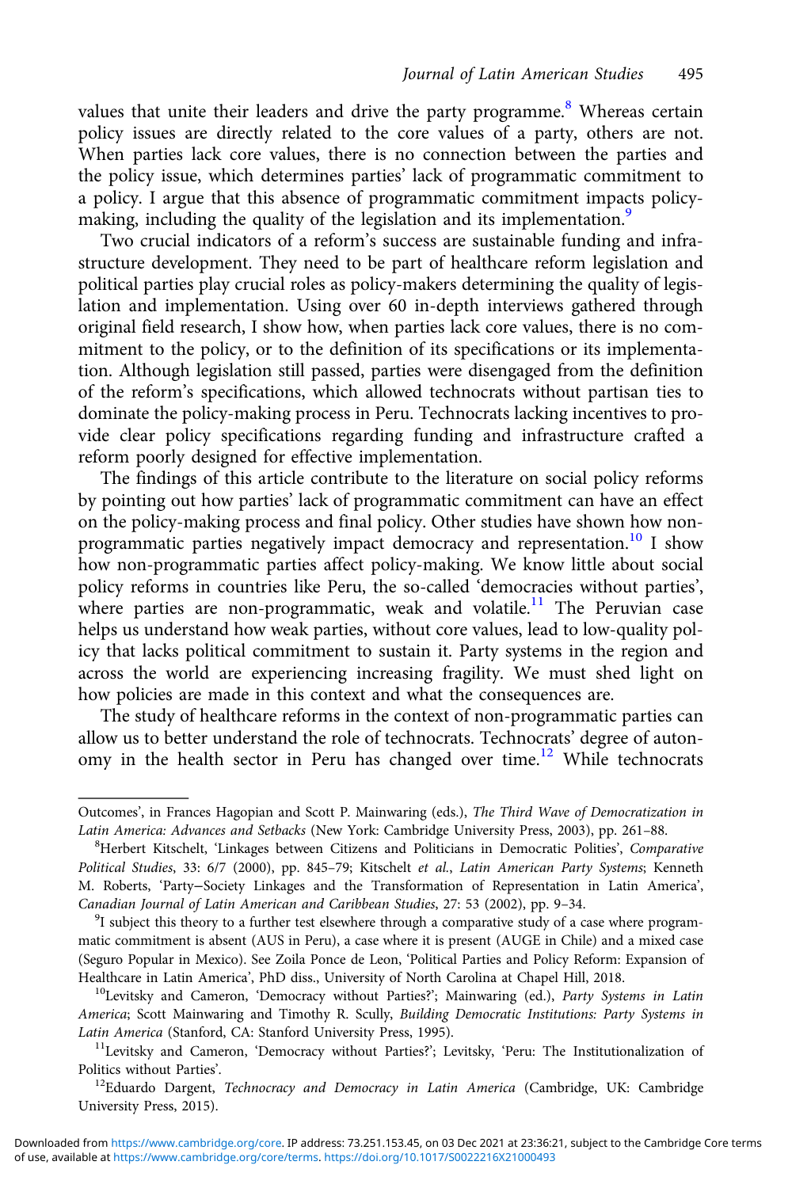values that unite their leaders and drive the party programme.[8] Whereas certain policy issues are directly related to the core values of a party, others are not. When parties lack core values, there is no connection between the parties and the policy issue, which determines parties' lack of programmatic commitment to a policy. I argue that this absence of programmatic commitment impacts policy-making, including the quality of the legislation and its implementation.[9]

Two crucial indicators of a reform's success are sustainable funding and infrastructure development. They need to be part of healthcare reform legislation and political parties play crucial roles as policy-makers determining the quality of legislation and implementation. Using over 60 in-depth interviews gathered through original field research, I show how, when parties lack core values, there is no commitment to the policy, or to the definition of its specifications or its implementation. Although legislation still passed, parties were disengaged from the definition of the reform's specifications, which allowed technocrats without partisan ties to dominate the policy-making process in Peru. Technocrats lacking incentives to provide clear policy specifications regarding funding and infrastructure crafted a reform poorly designed for effective implementation.

The findings of this article contribute to the literature on social policy reforms by pointing out how parties' lack of programmatic commitment can have an effect on the policy-making process and final policy. Other studies have shown how non-programmatic parties negatively impact democracy and representation.[10] I show how non-programmatic parties affect policy-making. We know little about social policy reforms in countries like Peru, the so-called 'democracies without parties', where parties are non-programmatic, weak and volatile.[11] The Peruvian case helps us understand how weak parties, without core values, lead to low-quality policy that lacks political commitment to sustain it. Party systems in the region and across the world are experiencing increasing fragility. We must shed light on how policies are made in this context and what the consequences are.

The study of healthcare reforms in the context of non-programmatic parties can allow us to better understand the role of technocrats. Technocrats' degree of autonomy in the health sector in Peru has changed over time.[12] While technocrats

---

Outcomes', in Frances Hagopian and Scott P. Mainwaring (eds.), *The Third Wave of Democratization in Latin America: Advances and Setbacks* (New York: Cambridge University Press, 2003), pp. 261–88.

[8] Herbert Kitschelt, 'Linkages between Citizens and Politicians in Democratic Polities', *Comparative Political Studies*, 33: 6/7 (2000), pp. 845–79; Kitschelt *et al.*, *Latin American Party Systems*; Kenneth M. Roberts, 'Party–Society Linkages and the Transformation of Representation in Latin America', *Canadian Journal of Latin American and Caribbean Studies*, 27: 53 (2002), pp. 9–34.

[9] I subject this theory to a further test elsewhere through a comparative study of a case where programmatic commitment is absent (AUS in Peru), a case where it is present (AUGE in Chile) and a mixed case (Seguro Popular in Mexico). See Zoila Ponce de Leon, 'Political Parties and Policy Reform: Expansion of Healthcare in Latin America', PhD diss., University of North Carolina at Chapel Hill, 2018.

[10] Levitsky and Cameron, 'Democracy without Parties?'; Mainwaring (ed.), *Party Systems in Latin America*; Scott Mainwaring and Timothy R. Scully, *Building Democratic Institutions: Party Systems in Latin America* (Stanford, CA: Stanford University Press, 1995).

[11] Levitsky and Cameron, 'Democracy without Parties?'; Levitsky, 'Peru: The Institutionalization of Politics without Parties'.

[12] Eduardo Dargent, *Technocracy and Democracy in Latin America* (Cambridge, UK: Cambridge University Press, 2015).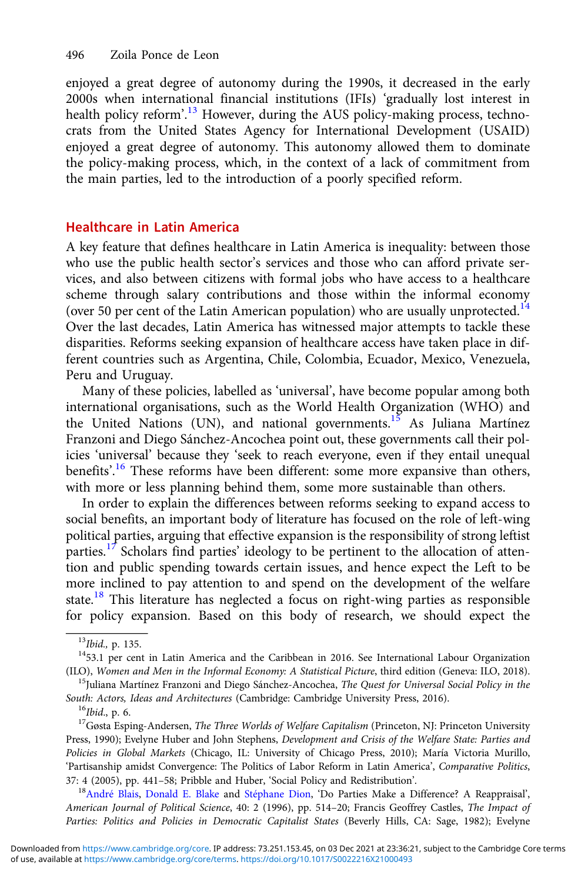enjoyed a great degree of autonomy during the 1990s, it decreased in the early 2000s when international financial institutions (IFIs) 'gradually lost interest in health policy reform'.[13] However, during the AUS policy-making process, technocrats from the United States Agency for International Development (USAID) enjoyed a great degree of autonomy. This autonomy allowed them to dominate the policy-making process, which, in the context of a lack of commitment from the main parties, led to the introduction of a poorly specified reform.

## Healthcare in Latin America

A key feature that defines healthcare in Latin America is inequality: between those who use the public health sector's services and those who can afford private services, and also between citizens with formal jobs who have access to a healthcare scheme through salary contributions and those within the informal economy (over 50 per cent of the Latin American population) who are usually unprotected.[14] Over the last decades, Latin America has witnessed major attempts to tackle these disparities. Reforms seeking expansion of healthcare access have taken place in different countries such as Argentina, Chile, Colombia, Ecuador, Mexico, Venezuela, Peru and Uruguay.

Many of these policies, labelled as 'universal', have become popular among both international organisations, such as the World Health Organization (WHO) and the United Nations (UN), and national governments.[15] As Juliana Martínez Franzoni and Diego Sánchez-Ancochea point out, these governments call their policies 'universal' because they 'seek to reach everyone, even if they entail unequal benefits'.[16] These reforms have been different: some more expansive than others, with more or less planning behind them, some more sustainable than others.

In order to explain the differences between reforms seeking to expand access to social benefits, an important body of literature has focused on the role of left-wing political parties, arguing that effective expansion is the responsibility of strong leftist parties.[17] Scholars find parties' ideology to be pertinent to the allocation of attention and public spending towards certain issues, and hence expect the Left to be more inclined to pay attention to and spend on the development of the welfare state.[18] This literature has neglected a focus on right-wing parties as responsible for policy expansion. Based on this body of research, we should expect the

---

[13] *Ibid.,* p. 135.

[14] 53.1 per cent in Latin America and the Caribbean in 2016. See International Labour Organization (ILO), *Women and Men in the Informal Economy: A Statistical Picture*, third edition (Geneva: ILO, 2018).

[15] Juliana Martínez Franzoni and Diego Sánchez-Ancochea, *The Quest for Universal Social Policy in the South: Actors, Ideas and Architectures* (Cambridge: Cambridge University Press, 2016).

[16] *Ibid.*, p. 6.

[17] Gøsta Esping-Andersen, *The Three Worlds of Welfare Capitalism* (Princeton, NJ: Princeton University Press, 1990); Evelyne Huber and John Stephens, *Development and Crisis of the Welfare State: Parties and Policies in Global Markets* (Chicago, IL: University of Chicago Press, 2010); María Victoria Murillo, 'Partisanship amidst Convergence: The Politics of Labor Reform in Latin America', *Comparative Politics*, 37: 4 (2005), pp. 441–58; Pribble and Huber, 'Social Policy and Redistribution'.

[18] André Blais, Donald E. Blake and Stéphane Dion, 'Do Parties Make a Difference? A Reappraisal', *American Journal of Political Science*, 40: 2 (1996), pp. 514–20; Francis Geoffrey Castles, *The Impact of Parties: Politics and Policies in Democratic Capitalist States* (Beverly Hills, CA: Sage, 1982); Evelyne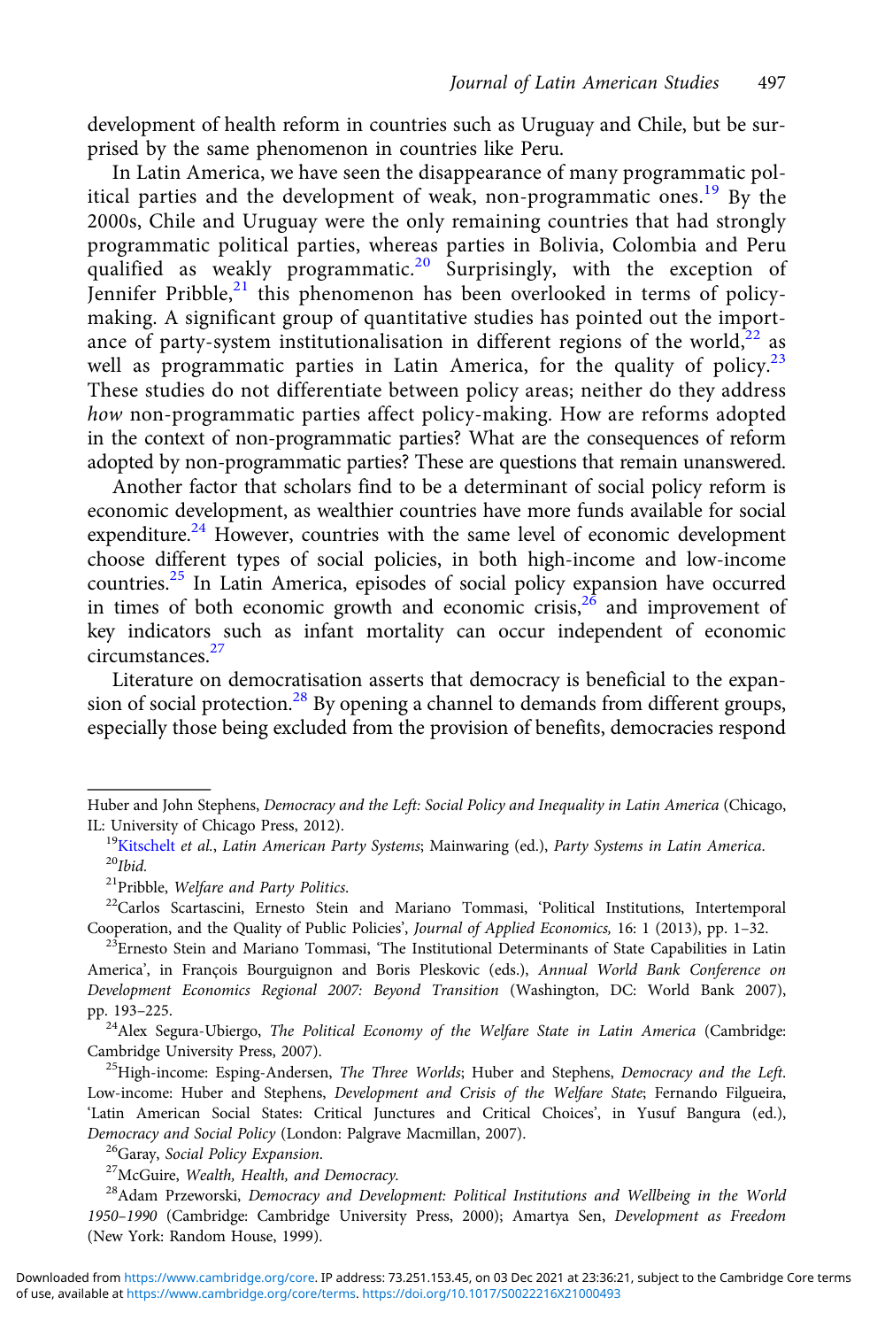development of health reform in countries such as Uruguay and Chile, but be surprised by the same phenomenon in countries like Peru.

In Latin America, we have seen the disappearance of many programmatic political parties and the development of weak, non-programmatic ones.[19] By the 2000s, Chile and Uruguay were the only remaining countries that had strongly programmatic political parties, whereas parties in Bolivia, Colombia and Peru qualified as weakly programmatic.[20] Surprisingly, with the exception of Jennifer Pribble,[21] this phenomenon has been overlooked in terms of policy-making. A significant group of quantitative studies has pointed out the importance of party-system institutionalisation in different regions of the world,[22] as well as programmatic parties in Latin America, for the quality of policy.[23] These studies do not differentiate between policy areas; neither do they address *how* non-programmatic parties affect policy-making. How are reforms adopted in the context of non-programmatic parties? What are the consequences of reform adopted by non-programmatic parties? These are questions that remain unanswered.

Another factor that scholars find to be a determinant of social policy reform is economic development, as wealthier countries have more funds available for social expenditure.[24] However, countries with the same level of economic development choose different types of social policies, in both high-income and low-income countries.[25] In Latin America, episodes of social policy expansion have occurred in times of both economic growth and economic crisis,[26] and improvement of key indicators such as infant mortality can occur independent of economic circumstances.[27]

Literature on democratisation asserts that democracy is beneficial to the expansion of social protection.[28] By opening a channel to demands from different groups, especially those being excluded from the provision of benefits, democracies respond

---

Huber and John Stephens, *Democracy and the Left: Social Policy and Inequality in Latin America* (Chicago, IL: University of Chicago Press, 2012).

[19] Kitschelt *et al.*, *Latin American Party Systems*; Mainwaring (ed.), *Party Systems in Latin America*.

[20] *Ibid.*

[21] Pribble, *Welfare and Party Politics*.

[22] Carlos Scartascini, Ernesto Stein and Mariano Tommasi, 'Political Institutions, Intertemporal Cooperation, and the Quality of Public Policies', *Journal of Applied Economics,* 16: 1 (2013), pp. 1–32.

[23] Ernesto Stein and Mariano Tommasi, 'The Institutional Determinants of State Capabilities in Latin America', in François Bourguignon and Boris Pleskovic (eds.), *Annual World Bank Conference on Development Economics Regional 2007: Beyond Transition* (Washington, DC: World Bank 2007), pp. 193–225.

[24] Alex Segura-Ubiergo, *The Political Economy of the Welfare State in Latin America* (Cambridge: Cambridge University Press, 2007).

[25] High-income: Esping-Andersen, *The Three Worlds*; Huber and Stephens, *Democracy and the Left*. Low-income: Huber and Stephens, *Development and Crisis of the Welfare State*; Fernando Filgueira, 'Latin American Social States: Critical Junctures and Critical Choices', in Yusuf Bangura (ed.), *Democracy and Social Policy* (London: Palgrave Macmillan, 2007).

[26] Garay, *Social Policy Expansion*.

[27] McGuire, *Wealth, Health, and Democracy*.

[28] Adam Przeworski, *Democracy and Development: Political Institutions and Wellbeing in the World 1950–1990* (Cambridge: Cambridge University Press, 2000); Amartya Sen, *Development as Freedom* (New York: Random House, 1999).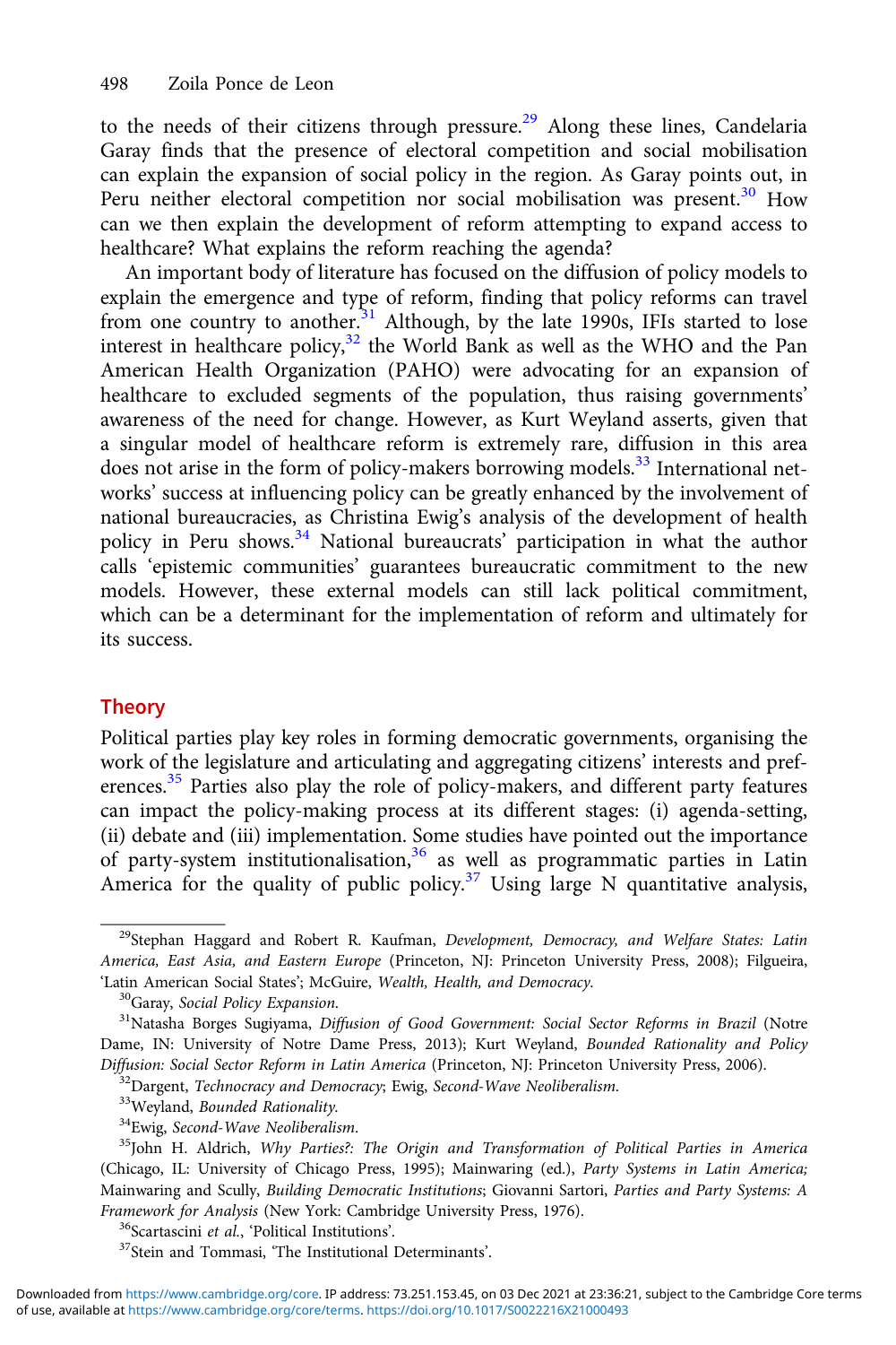to the needs of their citizens through pressure.[29] Along these lines, Candelaria Garay finds that the presence of electoral competition and social mobilisation can explain the expansion of social policy in the region. As Garay points out, in Peru neither electoral competition nor social mobilisation was present.[30] How can we then explain the development of reform attempting to expand access to healthcare? What explains the reform reaching the agenda?

An important body of literature has focused on the diffusion of policy models to explain the emergence and type of reform, finding that policy reforms can travel from one country to another.[31] Although, by the late 1990s, IFIs started to lose interest in healthcare policy,[32] the World Bank as well as the WHO and the Pan American Health Organization (PAHO) were advocating for an expansion of healthcare to excluded segments of the population, thus raising governments' awareness of the need for change. However, as Kurt Weyland asserts, given that a singular model of healthcare reform is extremely rare, diffusion in this area does not arise in the form of policy-makers borrowing models.[33] International networks' success at influencing policy can be greatly enhanced by the involvement of national bureaucracies, as Christina Ewig's analysis of the development of health policy in Peru shows.[34] National bureaucrats' participation in what the author calls 'epistemic communities' guarantees bureaucratic commitment to the new models. However, these external models can still lack political commitment, which can be a determinant for the implementation of reform and ultimately for its success.

## Theory

Political parties play key roles in forming democratic governments, organising the work of the legislature and articulating and aggregating citizens' interests and preferences.[35] Parties also play the role of policy-makers, and different party features can impact the policy-making process at its different stages: (i) agenda-setting, (ii) debate and (iii) implementation. Some studies have pointed out the importance of party-system institutionalisation,[36] as well as programmatic parties in Latin America for the quality of public policy.[37] Using large N quantitative analysis,

---

[29] Stephan Haggard and Robert R. Kaufman, *Development, Democracy, and Welfare States: Latin America, East Asia, and Eastern Europe* (Princeton, NJ: Princeton University Press, 2008); Filgueira, 'Latin American Social States'; McGuire, *Wealth, Health, and Democracy*.

[30] Garay, *Social Policy Expansion*.

[31] Natasha Borges Sugiyama, *Diffusion of Good Government: Social Sector Reforms in Brazil* (Notre Dame, IN: University of Notre Dame Press, 2013); Kurt Weyland, *Bounded Rationality and Policy Diffusion: Social Sector Reform in Latin America* (Princeton, NJ: Princeton University Press, 2006).

[32] Dargent, *Technocracy and Democracy*; Ewig, *Second-Wave Neoliberalism*.

[33] Weyland, *Bounded Rationality*.

[34] Ewig, *Second-Wave Neoliberalism*.

[35] John H. Aldrich, *Why Parties?: The Origin and Transformation of Political Parties in America* (Chicago, IL: University of Chicago Press, 1995); Mainwaring (ed.), *Party Systems in Latin America;* Mainwaring and Scully, *Building Democratic Institutions*; Giovanni Sartori, *Parties and Party Systems: A Framework for Analysis* (New York: Cambridge University Press, 1976).

[36] Scartascini *et al.*, 'Political Institutions'.

[37] Stein and Tommasi, 'The Institutional Determinants'.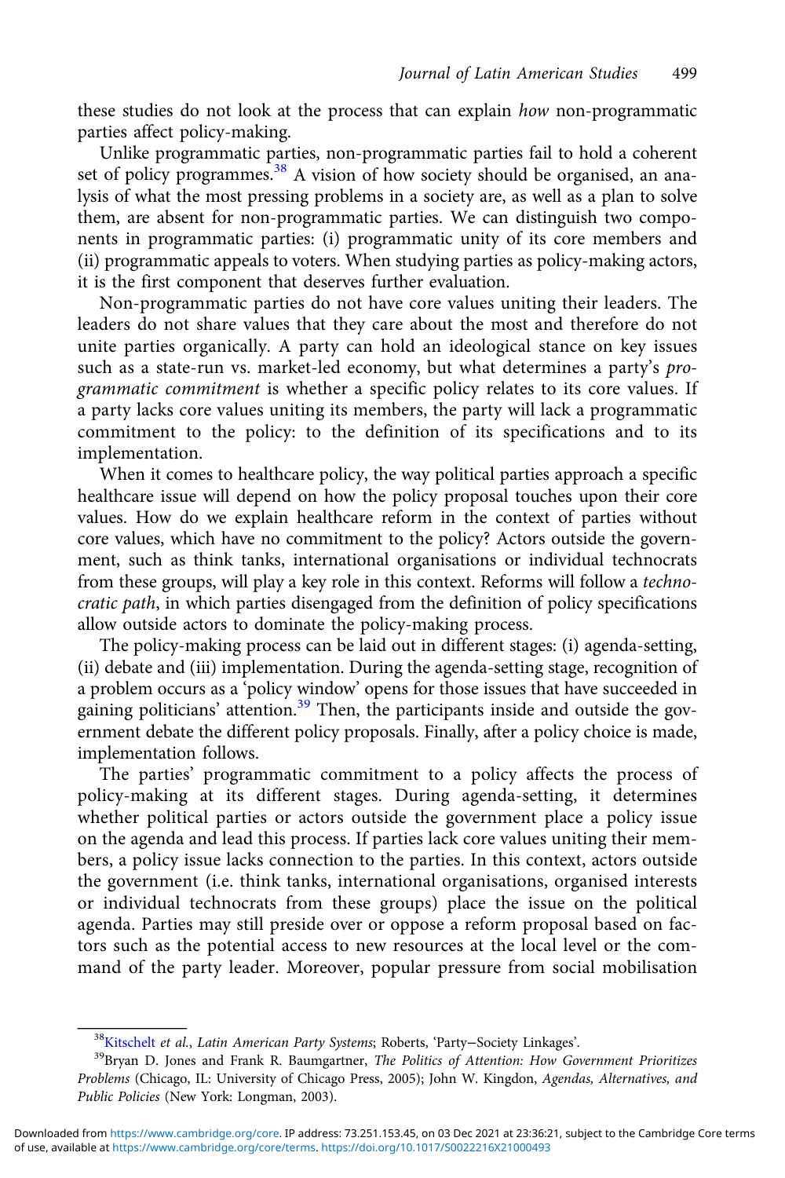these studies do not look at the process that can explain *how* non-programmatic parties affect policy-making.

Unlike programmatic parties, non-programmatic parties fail to hold a coherent set of policy programmes.[38] A vision of how society should be organised, an analysis of what the most pressing problems in a society are, as well as a plan to solve them, are absent for non-programmatic parties. We can distinguish two components in programmatic parties: (i) programmatic unity of its core members and (ii) programmatic appeals to voters. When studying parties as policy-making actors, it is the first component that deserves further evaluation.

Non-programmatic parties do not have core values uniting their leaders. The leaders do not share values that they care about the most and therefore do not unite parties organically. A party can hold an ideological stance on key issues such as a state-run vs. market-led economy, but what determines a party's *programmatic commitment* is whether a specific policy relates to its core values. If a party lacks core values uniting its members, the party will lack a programmatic commitment to the policy: to the definition of its specifications and to its implementation.

When it comes to healthcare policy, the way political parties approach a specific healthcare issue will depend on how the policy proposal touches upon their core values. How do we explain healthcare reform in the context of parties without core values, which have no commitment to the policy? Actors outside the government, such as think tanks, international organisations or individual technocrats from these groups, will play a key role in this context. Reforms will follow a *technocratic path*, in which parties disengaged from the definition of policy specifications allow outside actors to dominate the policy-making process.

The policy-making process can be laid out in different stages: (i) agenda-setting, (ii) debate and (iii) implementation. During the agenda-setting stage, recognition of a problem occurs as a 'policy window' opens for those issues that have succeeded in gaining politicians' attention.[39] Then, the participants inside and outside the government debate the different policy proposals. Finally, after a policy choice is made, implementation follows.

The parties' programmatic commitment to a policy affects the process of policy-making at its different stages. During agenda-setting, it determines whether political parties or actors outside the government place a policy issue on the agenda and lead this process. If parties lack core values uniting their members, a policy issue lacks connection to the parties. In this context, actors outside the government (i.e. think tanks, international organisations, organised interests or individual technocrats from these groups) place the issue on the political agenda. Parties may still preside over or oppose a reform proposal based on factors such as the potential access to new resources at the local level or the command of the party leader. Moreover, popular pressure from social mobilisation

[38] Kitschelt *et al.*, *Latin American Party Systems*; Roberts, 'Party–Society Linkages'.

[39] Bryan D. Jones and Frank R. Baumgartner, *The Politics of Attention: How Government Prioritizes Problems* (Chicago, IL: University of Chicago Press, 2005); John W. Kingdon, *Agendas, Alternatives, and Public Policies* (New York: Longman, 2003).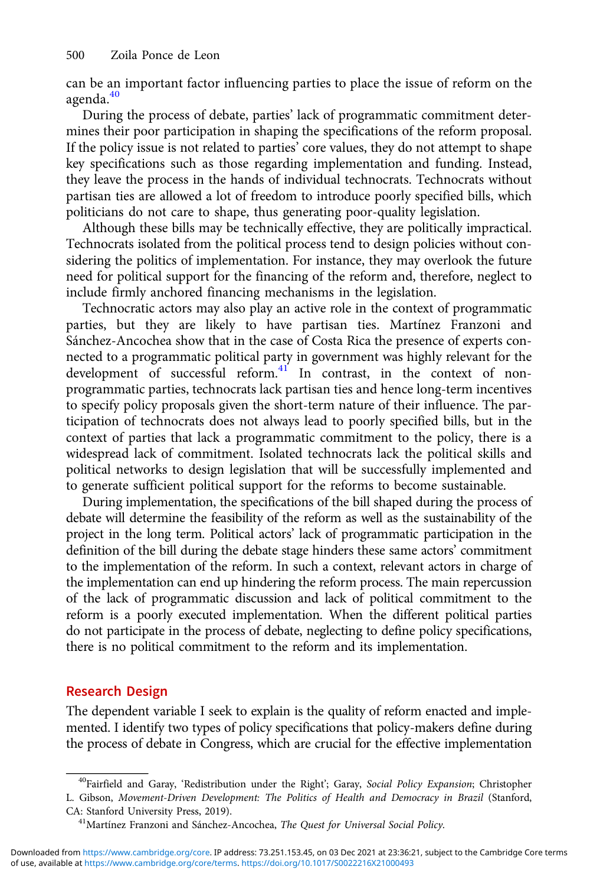can be an important factor influencing parties to place the issue of reform on the agenda.[40]

During the process of debate, parties' lack of programmatic commitment determines their poor participation in shaping the specifications of the reform proposal. If the policy issue is not related to parties' core values, they do not attempt to shape key specifications such as those regarding implementation and funding. Instead, they leave the process in the hands of individual technocrats. Technocrats without partisan ties are allowed a lot of freedom to introduce poorly specified bills, which politicians do not care to shape, thus generating poor-quality legislation.

Although these bills may be technically effective, they are politically impractical. Technocrats isolated from the political process tend to design policies without considering the politics of implementation. For instance, they may overlook the future need for political support for the financing of the reform and, therefore, neglect to include firmly anchored financing mechanisms in the legislation.

Technocratic actors may also play an active role in the context of programmatic parties, but they are likely to have partisan ties. Martínez Franzoni and Sánchez-Ancochea show that in the case of Costa Rica the presence of experts connected to a programmatic political party in government was highly relevant for the development of successful reform.[41] In contrast, in the context of non-programmatic parties, technocrats lack partisan ties and hence long-term incentives to specify policy proposals given the short-term nature of their influence. The participation of technocrats does not always lead to poorly specified bills, but in the context of parties that lack a programmatic commitment to the policy, there is a widespread lack of commitment. Isolated technocrats lack the political skills and political networks to design legislation that will be successfully implemented and to generate sufficient political support for the reforms to become sustainable.

During implementation, the specifications of the bill shaped during the process of debate will determine the feasibility of the reform as well as the sustainability of the project in the long term. Political actors' lack of programmatic participation in the definition of the bill during the debate stage hinders these same actors' commitment to the implementation of the reform. In such a context, relevant actors in charge of the implementation can end up hindering the reform process. The main repercussion of the lack of programmatic discussion and lack of political commitment to the reform is a poorly executed implementation. When the different political parties do not participate in the process of debate, neglecting to define policy specifications, there is no political commitment to the reform and its implementation.

## Research Design

The dependent variable I seek to explain is the quality of reform enacted and implemented. I identify two types of policy specifications that policy-makers define during the process of debate in Congress, which are crucial for the effective implementation

---

[40] Fairfield and Garay, 'Redistribution under the Right'; Garay, *Social Policy Expansion*; Christopher L. Gibson, *Movement-Driven Development: The Politics of Health and Democracy in Brazil* (Stanford, CA: Stanford University Press, 2019).

[41] Martínez Franzoni and Sánchez-Ancochea, *The Quest for Universal Social Policy*.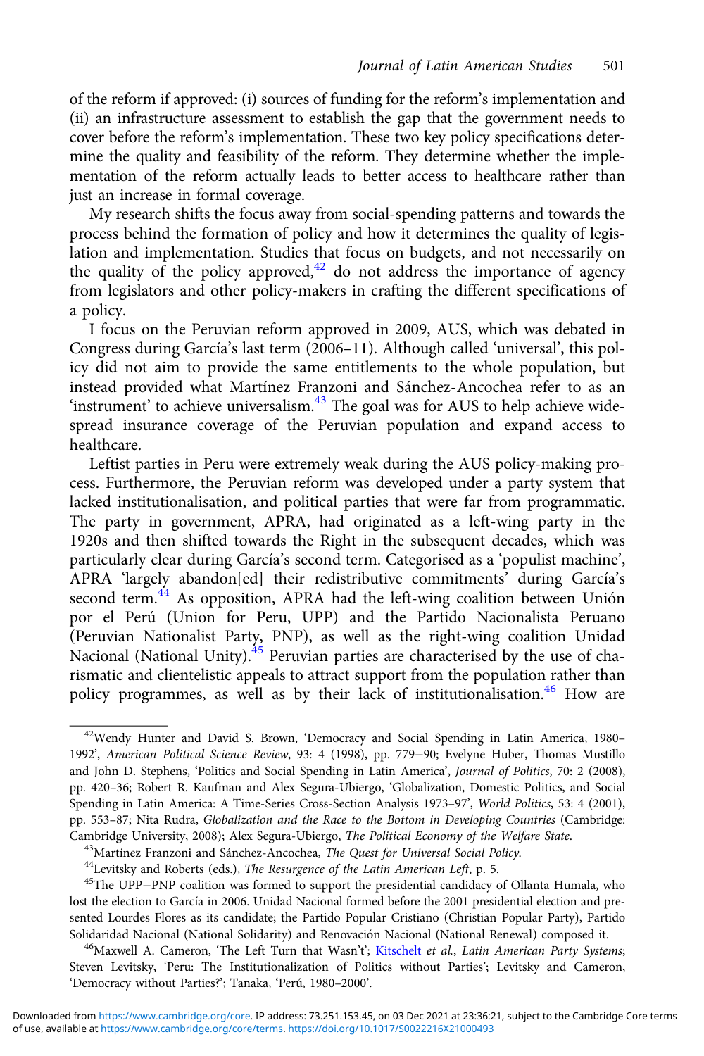of the reform if approved: (i) sources of funding for the reform's implementation and (ii) an infrastructure assessment to establish the gap that the government needs to cover before the reform's implementation. These two key policy specifications determine the quality and feasibility of the reform. They determine whether the implementation of the reform actually leads to better access to healthcare rather than just an increase in formal coverage.

My research shifts the focus away from social-spending patterns and towards the process behind the formation of policy and how it determines the quality of legislation and implementation. Studies that focus on budgets, and not necessarily on the quality of the policy approved,[42] do not address the importance of agency from legislators and other policy-makers in crafting the different specifications of a policy.

I focus on the Peruvian reform approved in 2009, AUS, which was debated in Congress during García's last term (2006–11). Although called 'universal', this policy did not aim to provide the same entitlements to the whole population, but instead provided what Martínez Franzoni and Sánchez-Ancochea refer to as an 'instrument' to achieve universalism.[43] The goal was for AUS to help achieve widespread insurance coverage of the Peruvian population and expand access to healthcare.

Leftist parties in Peru were extremely weak during the AUS policy-making process. Furthermore, the Peruvian reform was developed under a party system that lacked institutionalisation, and political parties that were far from programmatic. The party in government, APRA, had originated as a left-wing party in the 1920s and then shifted towards the Right in the subsequent decades, which was particularly clear during García's second term. Categorised as a 'populist machine', APRA 'largely abandon[ed] their redistributive commitments' during García's second term.[44] As opposition, APRA had the left-wing coalition between Unión por el Perú (Union for Peru, UPP) and the Partido Nacionalista Peruano (Peruvian Nationalist Party, PNP), as well as the right-wing coalition Unidad Nacional (National Unity).[45] Peruvian parties are characterised by the use of charismatic and clientelistic appeals to attract support from the population rather than policy programmes, as well as by their lack of institutionalisation.[46] How are

---

[42]Wendy Hunter and David S. Brown, 'Democracy and Social Spending in Latin America, 1980–1992', *American Political Science Review*, 93: 4 (1998), pp. 779–90; Evelyne Huber, Thomas Mustillo and John D. Stephens, 'Politics and Social Spending in Latin America', *Journal of Politics*, 70: 2 (2008), pp. 420–36; Robert R. Kaufman and Alex Segura-Ubiergo, 'Globalization, Domestic Politics, and Social Spending in Latin America: A Time-Series Cross-Section Analysis 1973–97', *World Politics*, 53: 4 (2001), pp. 553–87; Nita Rudra, *Globalization and the Race to the Bottom in Developing Countries* (Cambridge: Cambridge University, 2008); Alex Segura-Ubiergo, *The Political Economy of the Welfare State*.

[43]Martínez Franzoni and Sánchez-Ancochea, *The Quest for Universal Social Policy*.

[44]Levitsky and Roberts (eds.), *The Resurgence of the Latin American Left*, p. 5.

[45]The UPP–PNP coalition was formed to support the presidential candidacy of Ollanta Humala, who lost the election to García in 2006. Unidad Nacional formed before the 2001 presidential election and presented Lourdes Flores as its candidate; the Partido Popular Cristiano (Christian Popular Party), Partido Solidaridad Nacional (National Solidarity) and Renovación Nacional (National Renewal) composed it.

[46]Maxwell A. Cameron, 'The Left Turn that Wasn't'; Kitschelt *et al.*, *Latin American Party Systems*; Steven Levitsky, 'Peru: The Institutionalization of Politics without Parties'; Levitsky and Cameron, 'Democracy without Parties?'; Tanaka, 'Perú, 1980–2000'.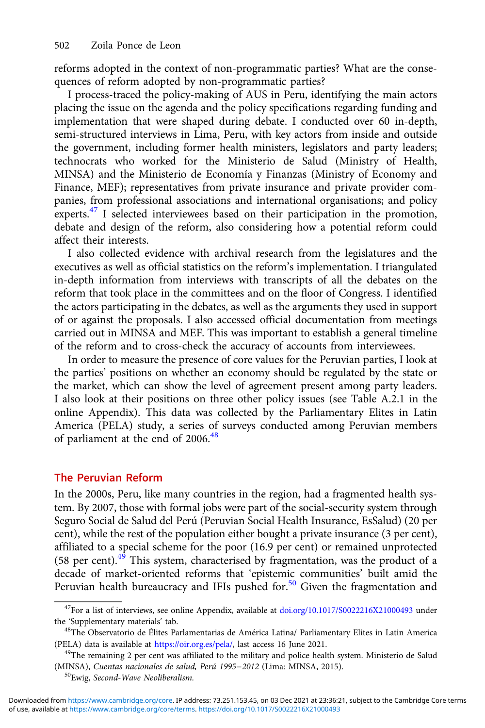reforms adopted in the context of non-programmatic parties? What are the consequences of reform adopted by non-programmatic parties?

I process-traced the policy-making of AUS in Peru, identifying the main actors placing the issue on the agenda and the policy specifications regarding funding and implementation that were shaped during debate. I conducted over 60 in-depth, semi-structured interviews in Lima, Peru, with key actors from inside and outside the government, including former health ministers, legislators and party leaders; technocrats who worked for the Ministerio de Salud (Ministry of Health, MINSA) and the Ministerio de Economía y Finanzas (Ministry of Economy and Finance, MEF); representatives from private insurance and private provider companies, from professional associations and international organisations; and policy experts.[47] I selected interviewees based on their participation in the promotion, debate and design of the reform, also considering how a potential reform could affect their interests.

I also collected evidence with archival research from the legislatures and the executives as well as official statistics on the reform's implementation. I triangulated in-depth information from interviews with transcripts of all the debates on the reform that took place in the committees and on the floor of Congress. I identified the actors participating in the debates, as well as the arguments they used in support of or against the proposals. I also accessed official documentation from meetings carried out in MINSA and MEF. This was important to establish a general timeline of the reform and to cross-check the accuracy of accounts from interviewees.

In order to measure the presence of core values for the Peruvian parties, I look at the parties' positions on whether an economy should be regulated by the state or the market, which can show the level of agreement present among party leaders. I also look at their positions on three other policy issues (see Table A.2.1 in the online Appendix). This data was collected by the Parliamentary Elites in Latin America (PELA) study, a series of surveys conducted among Peruvian members of parliament at the end of 2006.[48]

## The Peruvian Reform

In the 2000s, Peru, like many countries in the region, had a fragmented health system. By 2007, those with formal jobs were part of the social-security system through Seguro Social de Salud del Perú (Peruvian Social Health Insurance, EsSalud) (20 per cent), while the rest of the population either bought a private insurance (3 per cent), affiliated to a special scheme for the poor (16.9 per cent) or remained unprotected (58 per cent).[49] This system, characterised by fragmentation, was the product of a decade of market-oriented reforms that 'epistemic communities' built amid the Peruvian health bureaucracy and IFIs pushed for.[50] Given the fragmentation and

---

[47] For a list of interviews, see online Appendix, available at doi.org/10.1017/S0022216X21000493 under the 'Supplementary materials' tab.

[48] The Observatorio de Élites Parlamentarias de América Latina/ Parliamentary Elites in Latin America (PELA) data is available at https://oir.org.es/pela/, last access 16 June 2021.

[49] The remaining 2 per cent was affiliated to the military and police health system. Ministerio de Salud (MINSA), *Cuentas nacionales de salud, Perú 1995–2012* (Lima: MINSA, 2015).

[50] Ewig, *Second-Wave Neoliberalism.*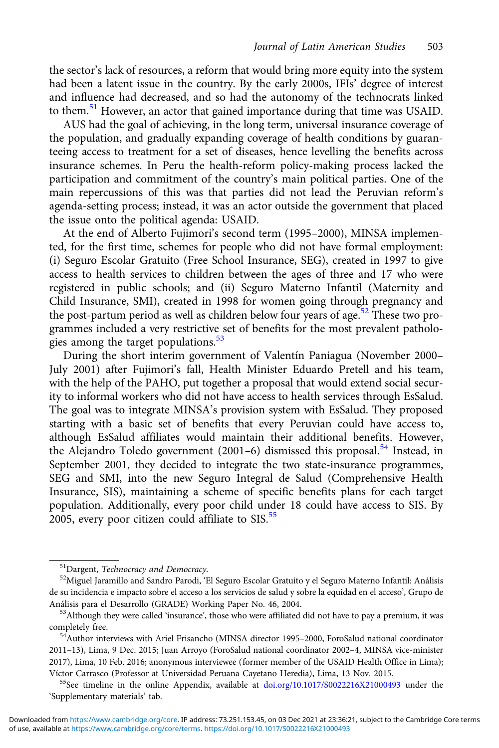the sector's lack of resources, a reform that would bring more equity into the system had been a latent issue in the country. By the early 2000s, IFIs' degree of interest and influence had decreased, and so had the autonomy of the technocrats linked to them.[51] However, an actor that gained importance during that time was USAID.

AUS had the goal of achieving, in the long term, universal insurance coverage of the population, and gradually expanding coverage of health conditions by guaranteeing access to treatment for a set of diseases, hence levelling the benefits across insurance schemes. In Peru the health-reform policy-making process lacked the participation and commitment of the country's main political parties. One of the main repercussions of this was that parties did not lead the Peruvian reform's agenda-setting process; instead, it was an actor outside the government that placed the issue onto the political agenda: USAID.

At the end of Alberto Fujimori's second term (1995–2000), MINSA implemented, for the first time, schemes for people who did not have formal employment: (i) Seguro Escolar Gratuito (Free School Insurance, SEG), created in 1997 to give access to health services to children between the ages of three and 17 who were registered in public schools; and (ii) Seguro Materno Infantil (Maternity and Child Insurance, SMI), created in 1998 for women going through pregnancy and the post-partum period as well as children below four years of age.[52] These two programmes included a very restrictive set of benefits for the most prevalent pathologies among the target populations.[53]

During the short interim government of Valentín Paniagua (November 2000–July 2001) after Fujimori's fall, Health Minister Eduardo Pretell and his team, with the help of the PAHO, put together a proposal that would extend social security to informal workers who did not have access to health services through EsSalud. The goal was to integrate MINSA's provision system with EsSalud. They proposed starting with a basic set of benefits that every Peruvian could have access to, although EsSalud affiliates would maintain their additional benefits. However, the Alejandro Toledo government (2001–6) dismissed this proposal.[54] Instead, in September 2001, they decided to integrate the two state-insurance programmes, SEG and SMI, into the new Seguro Integral de Salud (Comprehensive Health Insurance, SIS), maintaining a scheme of specific benefits plans for each target population. Additionally, every poor child under 18 could have access to SIS. By 2005, every poor citizen could affiliate to SIS.[55]

---

[51] Dargent, *Technocracy and Democracy*.

[52] Miguel Jaramillo and Sandro Parodi, 'El Seguro Escolar Gratuito y el Seguro Materno Infantil: Análisis de su incidencia e impacto sobre el acceso a los servicios de salud y sobre la equidad en el acceso', Grupo de Análisis para el Desarrollo (GRADE) Working Paper No. 46, 2004.

[53] Although they were called 'insurance', those who were affiliated did not have to pay a premium, it was completely free.

[54] Author interviews with Ariel Frisancho (MINSA director 1995–2000, ForoSalud national coordinator 2011–13), Lima, 9 Dec. 2015; Juan Arroyo (ForoSalud national coordinator 2002–4, MINSA vice-minister 2017), Lima, 10 Feb. 2016; anonymous interviewee (former member of the USAID Health Office in Lima); Víctor Carrasco (Professor at Universidad Peruana Cayetano Heredia), Lima, 13 Nov. 2015.

[55] See timeline in the online Appendix, available at doi.org/10.1017/S0022216X21000493 under the 'Supplementary materials' tab.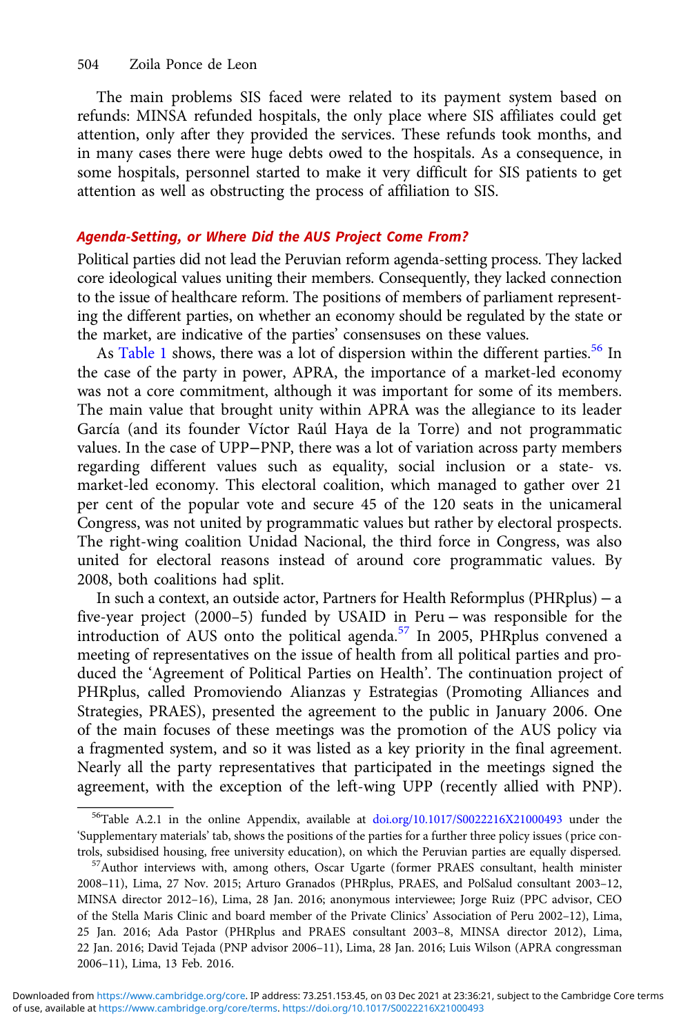The main problems SIS faced were related to its payment system based on refunds: MINSA refunded hospitals, the only place where SIS affiliates could get attention, only after they provided the services. These refunds took months, and in many cases there were huge debts owed to the hospitals. As a consequence, in some hospitals, personnel started to make it very difficult for SIS patients to get attention as well as obstructing the process of affiliation to SIS.

### *Agenda-Setting, or Where Did the AUS Project Come From?*

Political parties did not lead the Peruvian reform agenda-setting process. They lacked core ideological values uniting their members. Consequently, they lacked connection to the issue of healthcare reform. The positions of members of parliament representing the different parties, on whether an economy should be regulated by the state or the market, are indicative of the parties' consensuses on these values.

As Table 1 shows, there was a lot of dispersion within the different parties.[56] In the case of the party in power, APRA, the importance of a market-led economy was not a core commitment, although it was important for some of its members. The main value that brought unity within APRA was the allegiance to its leader García (and its founder Víctor Raúl Haya de la Torre) and not programmatic values. In the case of UPP–PNP, there was a lot of variation across party members regarding different values such as equality, social inclusion or a state- vs. market-led economy. This electoral coalition, which managed to gather over 21 per cent of the popular vote and secure 45 of the 120 seats in the unicameral Congress, was not united by programmatic values but rather by electoral prospects. The right-wing coalition Unidad Nacional, the third force in Congress, was also united for electoral reasons instead of around core programmatic values. By 2008, both coalitions had split.

In such a context, an outside actor, Partners for Health Reformplus (PHRplus) – a five-year project (2000–5) funded by USAID in Peru – was responsible for the introduction of AUS onto the political agenda.[57] In 2005, PHRplus convened a meeting of representatives on the issue of health from all political parties and produced the 'Agreement of Political Parties on Health'. The continuation project of PHRplus, called Promoviendo Alianzas y Estrategias (Promoting Alliances and Strategies, PRAES), presented the agreement to the public in January 2006. One of the main focuses of these meetings was the promotion of the AUS policy via a fragmented system, and so it was listed as a key priority in the final agreement. Nearly all the party representatives that participated in the meetings signed the agreement, with the exception of the left-wing UPP (recently allied with PNP).

---

[56] Table A.2.1 in the online Appendix, available at doi.org/10.1017/S0022216X21000493 under the 'Supplementary materials' tab, shows the positions of the parties for a further three policy issues (price controls, subsidised housing, free university education), on which the Peruvian parties are equally dispersed.

[57] Author interviews with, among others, Oscar Ugarte (former PRAES consultant, health minister 2008–11), Lima, 27 Nov. 2015; Arturo Granados (PHRplus, PRAES, and PolSalud consultant 2003–12, MINSA director 2012–16), Lima, 28 Jan. 2016; anonymous interviewee; Jorge Ruiz (PPC advisor, CEO of the Stella Maris Clinic and board member of the Private Clinics' Association of Peru 2002–12), Lima, 25 Jan. 2016; Ada Pastor (PHRplus and PRAES consultant 2003–8, MINSA director 2012), Lima, 22 Jan. 2016; David Tejada (PNP advisor 2006–11), Lima, 28 Jan. 2016; Luis Wilson (APRA congressman 2006–11), Lima, 13 Feb. 2016.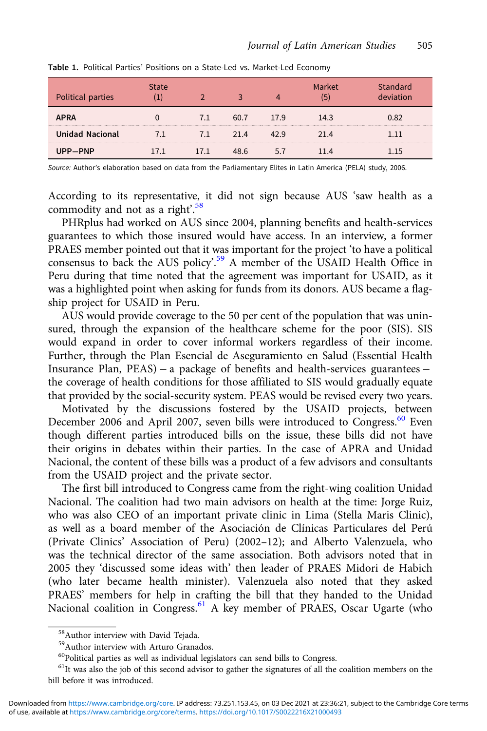Table 1. Political Parties' Positions on a State-Led vs. Market-Led Economy

| Political parties | State (1) | 2 | 3 | 4 | Market (5) | Standard deviation |
|---|---|---|---|---|---|---|
| **APRA** | 0 | 7.1 | 60.7 | 17.9 | 14.3 | 0.82 |
| **Unidad Nacional** | 7.1 | 7.1 | 21.4 | 42.9 | 21.4 | 1.11 |
| **UPP–PNP** | 17.1 | 17.1 | 48.6 | 5.7 | 11.4 | 1.15 |

*Source:* Author's elaboration based on data from the Parliamentary Elites in Latin America (PELA) study, 2006.

According to its representative, it did not sign because AUS 'saw health as a commodity and not as a right'.[58]

PHRplus had worked on AUS since 2004, planning benefits and health-services guarantees to which those insured would have access. In an interview, a former PRAES member pointed out that it was important for the project 'to have a political consensus to back the AUS policy'.[59] A member of the USAID Health Office in Peru during that time noted that the agreement was important for USAID, as it was a highlighted point when asking for funds from its donors. AUS became a flagship project for USAID in Peru.

AUS would provide coverage to the 50 per cent of the population that was uninsured, through the expansion of the healthcare scheme for the poor (SIS). SIS would expand in order to cover informal workers regardless of their income. Further, through the Plan Esencial de Aseguramiento en Salud (Essential Health Insurance Plan, PEAS) – a package of benefits and health-services guarantees – the coverage of health conditions for those affiliated to SIS would gradually equate that provided by the social-security system. PEAS would be revised every two years.

Motivated by the discussions fostered by the USAID projects, between December 2006 and April 2007, seven bills were introduced to Congress.[60] Even though different parties introduced bills on the issue, these bills did not have their origins in debates within their parties. In the case of APRA and Unidad Nacional, the content of these bills was a product of a few advisors and consultants from the USAID project and the private sector.

The first bill introduced to Congress came from the right-wing coalition Unidad Nacional. The coalition had two main advisors on health at the time: Jorge Ruiz, who was also CEO of an important private clinic in Lima (Stella Maris Clinic), as well as a board member of the Asociación de Clínicas Particulares del Perú (Private Clinics' Association of Peru) (2002–12); and Alberto Valenzuela, who was the technical director of the same association. Both advisors noted that in 2005 they 'discussed some ideas with' then leader of PRAES Midori de Habich (who later became health minister). Valenzuela also noted that they asked PRAES' members for help in crafting the bill that they handed to the Unidad Nacional coalition in Congress.[61] A key member of PRAES, Oscar Ugarte (who

[58] Author interview with David Tejada.

[59] Author interview with Arturo Granados.

[60] Political parties as well as individual legislators can send bills to Congress.

[61] It was also the job of this second advisor to gather the signatures of all the coalition members on the bill before it was introduced.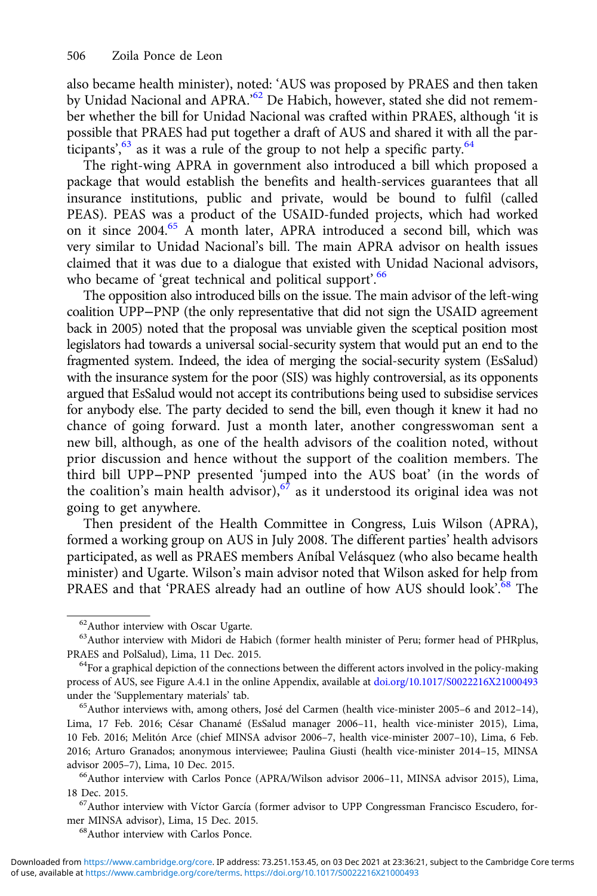also became health minister), noted: 'AUS was proposed by PRAES and then taken by Unidad Nacional and APRA.'[62] De Habich, however, stated she did not remember whether the bill for Unidad Nacional was crafted within PRAES, although 'it is possible that PRAES had put together a draft of AUS and shared it with all the participants',[63] as it was a rule of the group to not help a specific party.[64]

The right-wing APRA in government also introduced a bill which proposed a package that would establish the benefits and health-services guarantees that all insurance institutions, public and private, would be bound to fulfil (called PEAS). PEAS was a product of the USAID-funded projects, which had worked on it since 2004.[65] A month later, APRA introduced a second bill, which was very similar to Unidad Nacional's bill. The main APRA advisor on health issues claimed that it was due to a dialogue that existed with Unidad Nacional advisors, who became of 'great technical and political support'.[66]

The opposition also introduced bills on the issue. The main advisor of the left-wing coalition UPP–PNP (the only representative that did not sign the USAID agreement back in 2005) noted that the proposal was unviable given the sceptical position most legislators had towards a universal social-security system that would put an end to the fragmented system. Indeed, the idea of merging the social-security system (EsSalud) with the insurance system for the poor (SIS) was highly controversial, as its opponents argued that EsSalud would not accept its contributions being used to subsidise services for anybody else. The party decided to send the bill, even though it knew it had no chance of going forward. Just a month later, another congresswoman sent a new bill, although, as one of the health advisors of the coalition noted, without prior discussion and hence without the support of the coalition members. The third bill UPP–PNP presented 'jumped into the AUS boat' (in the words of the coalition's main health advisor),[67] as it understood its original idea was not going to get anywhere.

Then president of the Health Committee in Congress, Luis Wilson (APRA), formed a working group on AUS in July 2008. The different parties' health advisors participated, as well as PRAES members Aníbal Velásquez (who also became health minister) and Ugarte. Wilson's main advisor noted that Wilson asked for help from PRAES and that 'PRAES already had an outline of how AUS should look'.[68] The

---

[62] Author interview with Oscar Ugarte.

[63] Author interview with Midori de Habich (former health minister of Peru; former head of PHRplus, PRAES and PolSalud), Lima, 11 Dec. 2015.

[64] For a graphical depiction of the connections between the different actors involved in the policy-making process of AUS, see Figure A.4.1 in the online Appendix, available at doi.org/10.1017/S0022216X21000493 under the 'Supplementary materials' tab.

[65] Author interviews with, among others, José del Carmen (health vice-minister 2005–6 and 2012–14), Lima, 17 Feb. 2016; César Chanamé (EsSalud manager 2006–11, health vice-minister 2015), Lima, 10 Feb. 2016; Melitón Arce (chief MINSA advisor 2006–7, health vice-minister 2007–10), Lima, 6 Feb. 2016; Arturo Granados; anonymous interviewee; Paulina Giusti (health vice-minister 2014–15, MINSA advisor 2005–7), Lima, 10 Dec. 2015.

[66] Author interview with Carlos Ponce (APRA/Wilson advisor 2006–11, MINSA advisor 2015), Lima, 18 Dec. 2015.

[67] Author interview with Víctor García (former advisor to UPP Congressman Francisco Escudero, former MINSA advisor), Lima, 15 Dec. 2015.

[68] Author interview with Carlos Ponce.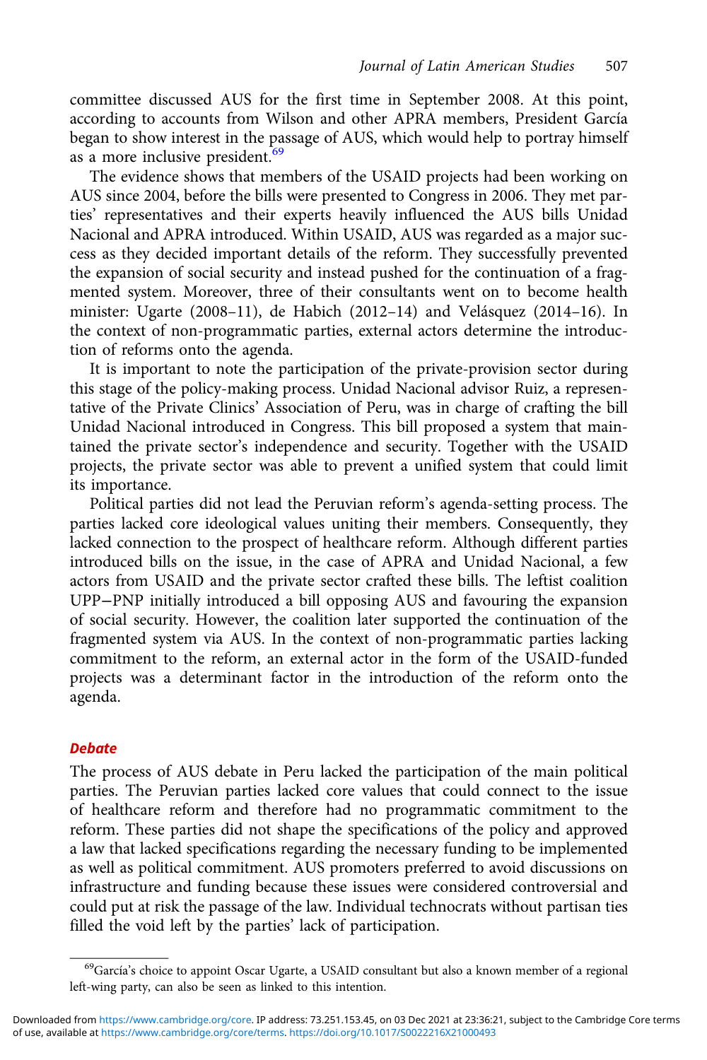committee discussed AUS for the first time in September 2008. At this point, according to accounts from Wilson and other APRA members, President García began to show interest in the passage of AUS, which would help to portray himself as a more inclusive president.[69]

The evidence shows that members of the USAID projects had been working on AUS since 2004, before the bills were presented to Congress in 2006. They met parties' representatives and their experts heavily influenced the AUS bills Unidad Nacional and APRA introduced. Within USAID, AUS was regarded as a major success as they decided important details of the reform. They successfully prevented the expansion of social security and instead pushed for the continuation of a fragmented system. Moreover, three of their consultants went on to become health minister: Ugarte (2008–11), de Habich (2012–14) and Velásquez (2014–16). In the context of non-programmatic parties, external actors determine the introduction of reforms onto the agenda.

It is important to note the participation of the private-provision sector during this stage of the policy-making process. Unidad Nacional advisor Ruiz, a representative of the Private Clinics' Association of Peru, was in charge of crafting the bill Unidad Nacional introduced in Congress. This bill proposed a system that maintained the private sector's independence and security. Together with the USAID projects, the private sector was able to prevent a unified system that could limit its importance.

Political parties did not lead the Peruvian reform's agenda-setting process. The parties lacked core ideological values uniting their members. Consequently, they lacked connection to the prospect of healthcare reform. Although different parties introduced bills on the issue, in the case of APRA and Unidad Nacional, a few actors from USAID and the private sector crafted these bills. The leftist coalition UPP–PNP initially introduced a bill opposing AUS and favouring the expansion of social security. However, the coalition later supported the continuation of the fragmented system via AUS. In the context of non-programmatic parties lacking commitment to the reform, an external actor in the form of the USAID-funded projects was a determinant factor in the introduction of the reform onto the agenda.

### Debate

The process of AUS debate in Peru lacked the participation of the main political parties. The Peruvian parties lacked core values that could connect to the issue of healthcare reform and therefore had no programmatic commitment to the reform. These parties did not shape the specifications of the policy and approved a law that lacked specifications regarding the necessary funding to be implemented as well as political commitment. AUS promoters preferred to avoid discussions on infrastructure and funding because these issues were considered controversial and could put at risk the passage of the law. Individual technocrats without partisan ties filled the void left by the parties' lack of participation.

[69] García's choice to appoint Oscar Ugarte, a USAID consultant but also a known member of a regional left-wing party, can also be seen as linked to this intention.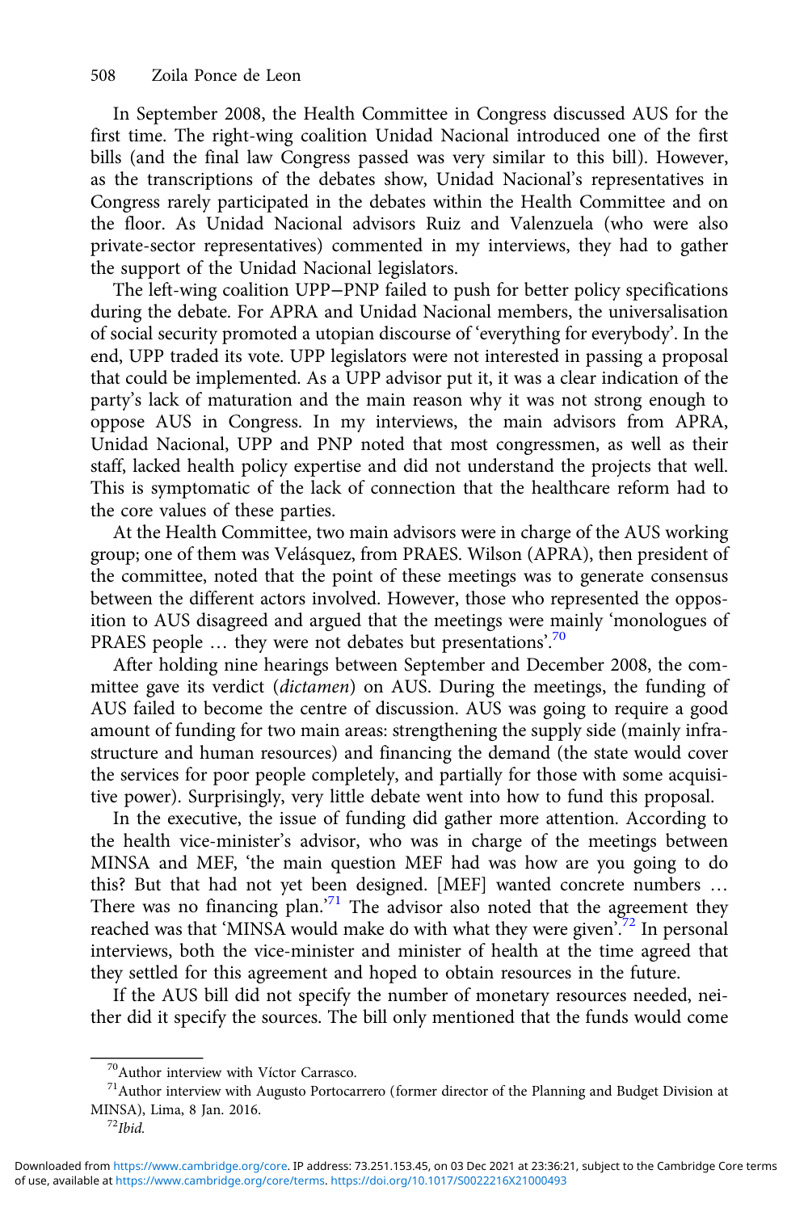In September 2008, the Health Committee in Congress discussed AUS for the first time. The right-wing coalition Unidad Nacional introduced one of the first bills (and the final law Congress passed was very similar to this bill). However, as the transcriptions of the debates show, Unidad Nacional's representatives in Congress rarely participated in the debates within the Health Committee and on the floor. As Unidad Nacional advisors Ruiz and Valenzuela (who were also private-sector representatives) commented in my interviews, they had to gather the support of the Unidad Nacional legislators.

The left-wing coalition UPP–PNP failed to push for better policy specifications during the debate. For APRA and Unidad Nacional members, the universalisation of social security promoted a utopian discourse of 'everything for everybody'. In the end, UPP traded its vote. UPP legislators were not interested in passing a proposal that could be implemented. As a UPP advisor put it, it was a clear indication of the party's lack of maturation and the main reason why it was not strong enough to oppose AUS in Congress. In my interviews, the main advisors from APRA, Unidad Nacional, UPP and PNP noted that most congressmen, as well as their staff, lacked health policy expertise and did not understand the projects that well. This is symptomatic of the lack of connection that the healthcare reform had to the core values of these parties.

At the Health Committee, two main advisors were in charge of the AUS working group; one of them was Velásquez, from PRAES. Wilson (APRA), then president of the committee, noted that the point of these meetings was to generate consensus between the different actors involved. However, those who represented the opposition to AUS disagreed and argued that the meetings were mainly 'monologues of PRAES people … they were not debates but presentations'.[70]

After holding nine hearings between September and December 2008, the committee gave its verdict (*dictamen*) on AUS. During the meetings, the funding of AUS failed to become the centre of discussion. AUS was going to require a good amount of funding for two main areas: strengthening the supply side (mainly infrastructure and human resources) and financing the demand (the state would cover the services for poor people completely, and partially for those with some acquisitive power). Surprisingly, very little debate went into how to fund this proposal.

In the executive, the issue of funding did gather more attention. According to the health vice-minister's advisor, who was in charge of the meetings between MINSA and MEF, 'the main question MEF had was how are you going to do this? But that had not yet been designed. [MEF] wanted concrete numbers … There was no financing plan.'[71] The advisor also noted that the agreement they reached was that 'MINSA would make do with what they were given'.[72] In personal interviews, both the vice-minister and minister of health at the time agreed that they settled for this agreement and hoped to obtain resources in the future.

If the AUS bill did not specify the number of monetary resources needed, neither did it specify the sources. The bill only mentioned that the funds would come

[70] Author interview with Víctor Carrasco.

[71] Author interview with Augusto Portocarrero (former director of the Planning and Budget Division at MINSA), Lima, 8 Jan. 2016.

[72] *Ibid.*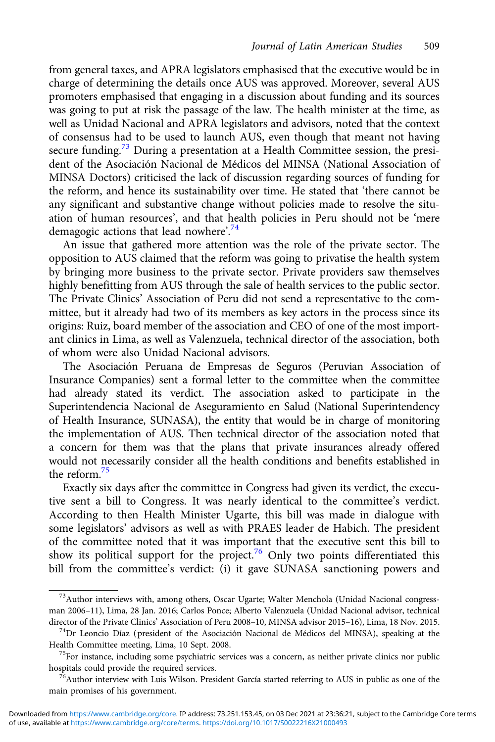from general taxes, and APRA legislators emphasised that the executive would be in charge of determining the details once AUS was approved. Moreover, several AUS promoters emphasised that engaging in a discussion about funding and its sources was going to put at risk the passage of the law. The health minister at the time, as well as Unidad Nacional and APRA legislators and advisors, noted that the context of consensus had to be used to launch AUS, even though that meant not having secure funding.[73] During a presentation at a Health Committee session, the president of the Asociación Nacional de Médicos del MINSA (National Association of MINSA Doctors) criticised the lack of discussion regarding sources of funding for the reform, and hence its sustainability over time. He stated that 'there cannot be any significant and substantive change without policies made to resolve the situation of human resources', and that health policies in Peru should not be 'mere demagogic actions that lead nowhere'.[74]

An issue that gathered more attention was the role of the private sector. The opposition to AUS claimed that the reform was going to privatise the health system by bringing more business to the private sector. Private providers saw themselves highly benefitting from AUS through the sale of health services to the public sector. The Private Clinics' Association of Peru did not send a representative to the committee, but it already had two of its members as key actors in the process since its origins: Ruiz, board member of the association and CEO of one of the most important clinics in Lima, as well as Valenzuela, technical director of the association, both of whom were also Unidad Nacional advisors.

The Asociación Peruana de Empresas de Seguros (Peruvian Association of Insurance Companies) sent a formal letter to the committee when the committee had already stated its verdict. The association asked to participate in the Superintendencia Nacional de Aseguramiento en Salud (National Superintendency of Health Insurance, SUNASA), the entity that would be in charge of monitoring the implementation of AUS. Then technical director of the association noted that a concern for them was that the plans that private insurances already offered would not necessarily consider all the health conditions and benefits established in the reform.[75]

Exactly six days after the committee in Congress had given its verdict, the executive sent a bill to Congress. It was nearly identical to the committee's verdict. According to then Health Minister Ugarte, this bill was made in dialogue with some legislators' advisors as well as with PRAES leader de Habich. The president of the committee noted that it was important that the executive sent this bill to show its political support for the project.[76] Only two points differentiated this bill from the committee's verdict: (i) it gave SUNASA sanctioning powers and

---

[73] Author interviews with, among others, Oscar Ugarte; Walter Menchola (Unidad Nacional congressman 2006–11), Lima, 28 Jan. 2016; Carlos Ponce; Alberto Valenzuela (Unidad Nacional advisor, technical director of the Private Clinics' Association of Peru 2008–10, MINSA advisor 2015–16), Lima, 18 Nov. 2015.

[74] Dr Leoncio Díaz (president of the Asociación Nacional de Médicos del MINSA), speaking at the Health Committee meeting, Lima, 10 Sept. 2008.

[75] For instance, including some psychiatric services was a concern, as neither private clinics nor public hospitals could provide the required services.

[76] Author interview with Luis Wilson. President García started referring to AUS in public as one of the main promises of his government.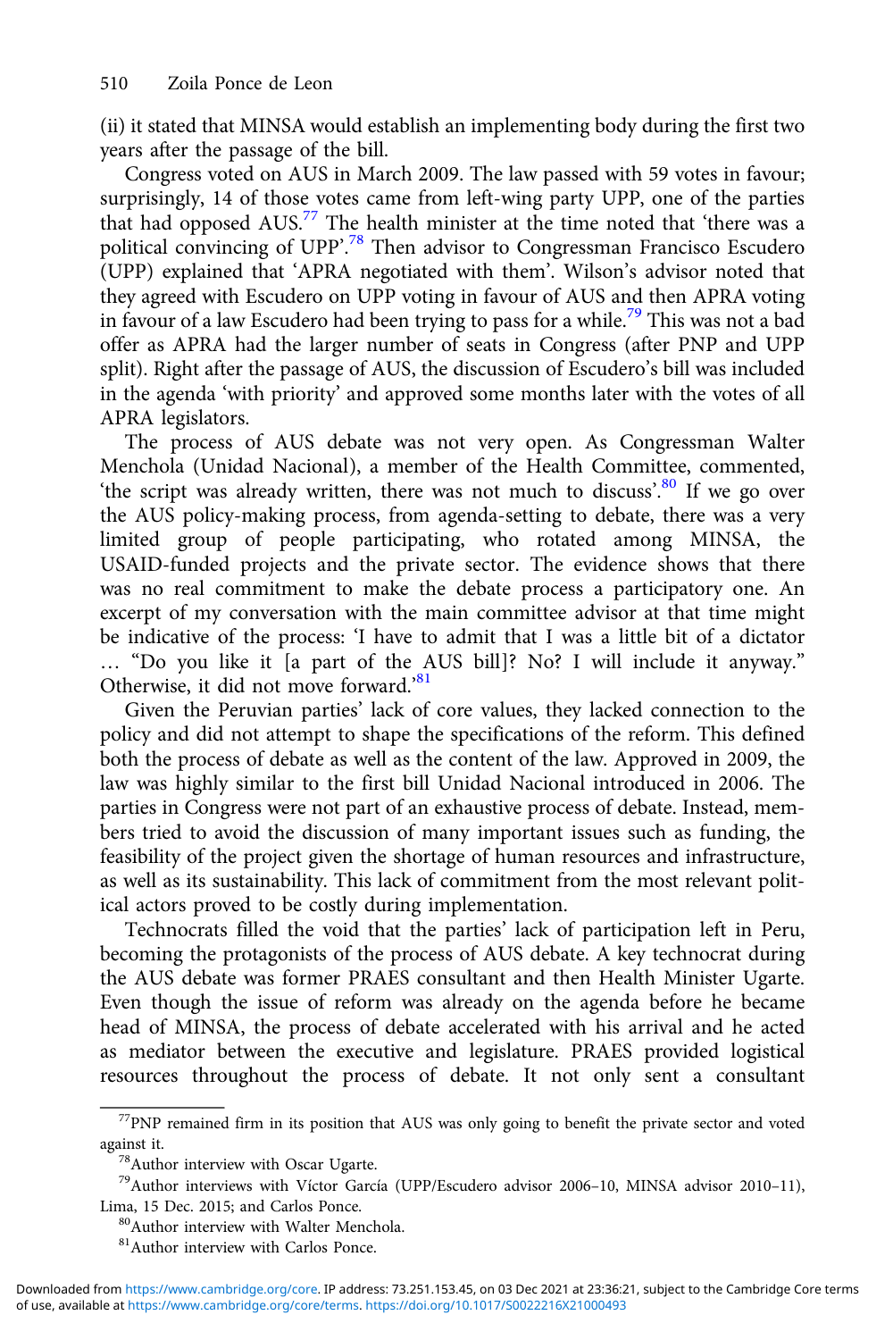(ii) it stated that MINSA would establish an implementing body during the first two years after the passage of the bill.

Congress voted on AUS in March 2009. The law passed with 59 votes in favour; surprisingly, 14 of those votes came from left-wing party UPP, one of the parties that had opposed AUS.[77] The health minister at the time noted that 'there was a political convincing of UPP'.[78] Then advisor to Congressman Francisco Escudero (UPP) explained that 'APRA negotiated with them'. Wilson's advisor noted that they agreed with Escudero on UPP voting in favour of AUS and then APRA voting in favour of a law Escudero had been trying to pass for a while.[79] This was not a bad offer as APRA had the larger number of seats in Congress (after PNP and UPP split). Right after the passage of AUS, the discussion of Escudero's bill was included in the agenda 'with priority' and approved some months later with the votes of all APRA legislators.

The process of AUS debate was not very open. As Congressman Walter Menchola (Unidad Nacional), a member of the Health Committee, commented, 'the script was already written, there was not much to discuss'.[80] If we go over the AUS policy-making process, from agenda-setting to debate, there was a very limited group of people participating, who rotated among MINSA, the USAID-funded projects and the private sector. The evidence shows that there was no real commitment to make the debate process a participatory one. An excerpt of my conversation with the main committee advisor at that time might be indicative of the process: 'I have to admit that I was a little bit of a dictator … "Do you like it [a part of the AUS bill]? No? I will include it anyway." Otherwise, it did not move forward.'[81]

Given the Peruvian parties' lack of core values, they lacked connection to the policy and did not attempt to shape the specifications of the reform. This defined both the process of debate as well as the content of the law. Approved in 2009, the law was highly similar to the first bill Unidad Nacional introduced in 2006. The parties in Congress were not part of an exhaustive process of debate. Instead, members tried to avoid the discussion of many important issues such as funding, the feasibility of the project given the shortage of human resources and infrastructure, as well as its sustainability. This lack of commitment from the most relevant political actors proved to be costly during implementation.

Technocrats filled the void that the parties' lack of participation left in Peru, becoming the protagonists of the process of AUS debate. A key technocrat during the AUS debate was former PRAES consultant and then Health Minister Ugarte. Even though the issue of reform was already on the agenda before he became head of MINSA, the process of debate accelerated with his arrival and he acted as mediator between the executive and legislature. PRAES provided logistical resources throughout the process of debate. It not only sent a consultant

[77] PNP remained firm in its position that AUS was only going to benefit the private sector and voted against it.

[78] Author interview with Oscar Ugarte.

[79] Author interviews with Víctor García (UPP/Escudero advisor 2006–10, MINSA advisor 2010–11), Lima, 15 Dec. 2015; and Carlos Ponce.

[80] Author interview with Walter Menchola.

[81] Author interview with Carlos Ponce.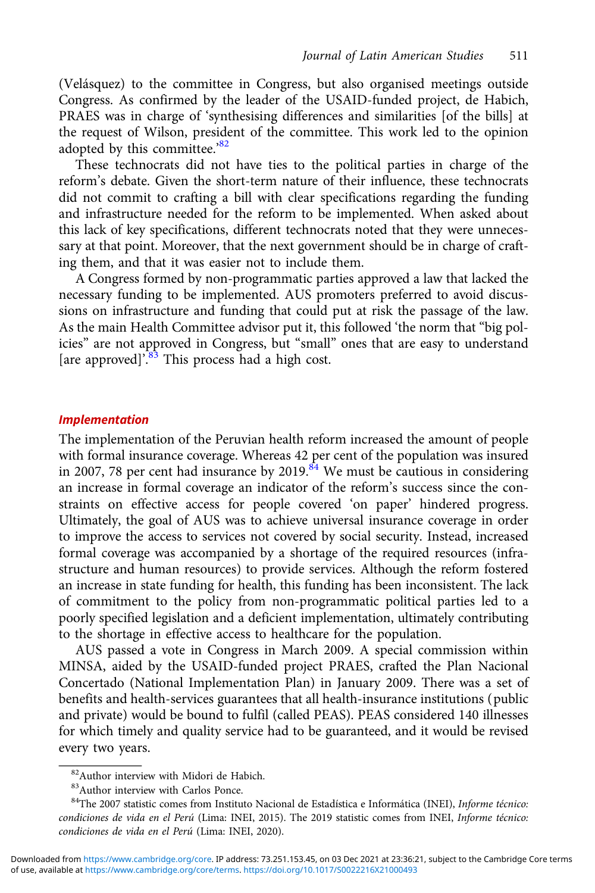(Velásquez) to the committee in Congress, but also organised meetings outside Congress. As confirmed by the leader of the USAID-funded project, de Habich, PRAES was in charge of 'synthesising differences and similarities [of the bills] at the request of Wilson, president of the committee. This work led to the opinion adopted by this committee.'[82]

These technocrats did not have ties to the political parties in charge of the reform's debate. Given the short-term nature of their influence, these technocrats did not commit to crafting a bill with clear specifications regarding the funding and infrastructure needed for the reform to be implemented. When asked about this lack of key specifications, different technocrats noted that they were unnecessary at that point. Moreover, that the next government should be in charge of crafting them, and that it was easier not to include them.

A Congress formed by non-programmatic parties approved a law that lacked the necessary funding to be implemented. AUS promoters preferred to avoid discussions on infrastructure and funding that could put at risk the passage of the law. As the main Health Committee advisor put it, this followed 'the norm that "big policies" are not approved in Congress, but "small" ones that are easy to understand [are approved]'.[83] This process had a high cost.

### Implementation

The implementation of the Peruvian health reform increased the amount of people with formal insurance coverage. Whereas 42 per cent of the population was insured in 2007, 78 per cent had insurance by 2019.[84] We must be cautious in considering an increase in formal coverage an indicator of the reform's success since the constraints on effective access for people covered 'on paper' hindered progress. Ultimately, the goal of AUS was to achieve universal insurance coverage in order to improve the access to services not covered by social security. Instead, increased formal coverage was accompanied by a shortage of the required resources (infrastructure and human resources) to provide services. Although the reform fostered an increase in state funding for health, this funding has been inconsistent. The lack of commitment to the policy from non-programmatic political parties led to a poorly specified legislation and a deficient implementation, ultimately contributing to the shortage in effective access to healthcare for the population.

AUS passed a vote in Congress in March 2009. A special commission within MINSA, aided by the USAID-funded project PRAES, crafted the Plan Nacional Concertado (National Implementation Plan) in January 2009. There was a set of benefits and health-services guarantees that all health-insurance institutions (public and private) would be bound to fulfil (called PEAS). PEAS considered 140 illnesses for which timely and quality service had to be guaranteed, and it would be revised every two years.

---

[82] Author interview with Midori de Habich.

[83] Author interview with Carlos Ponce.

[84] The 2007 statistic comes from Instituto Nacional de Estadística e Informática (INEI), *Informe técnico: condiciones de vida en el Perú* (Lima: INEI, 2015). The 2019 statistic comes from INEI, *Informe técnico: condiciones de vida en el Perú* (Lima: INEI, 2020).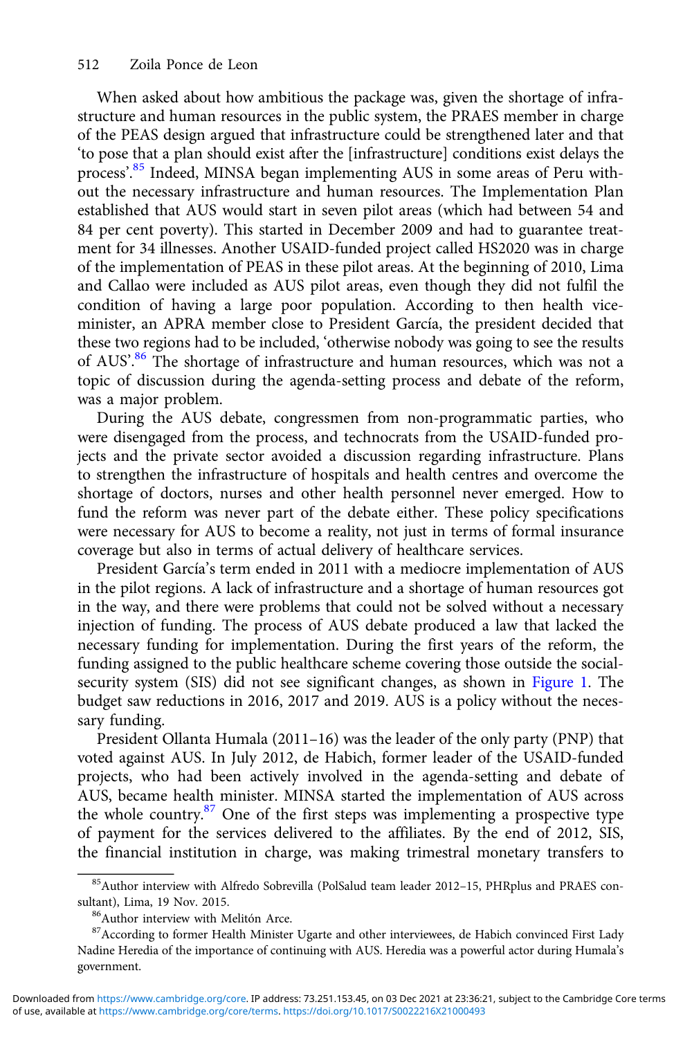When asked about how ambitious the package was, given the shortage of infrastructure and human resources in the public system, the PRAES member in charge of the PEAS design argued that infrastructure could be strengthened later and that 'to pose that a plan should exist after the [infrastructure] conditions exist delays the process'.[85] Indeed, MINSA began implementing AUS in some areas of Peru without the necessary infrastructure and human resources. The Implementation Plan established that AUS would start in seven pilot areas (which had between 54 and 84 per cent poverty). This started in December 2009 and had to guarantee treatment for 34 illnesses. Another USAID-funded project called HS2020 was in charge of the implementation of PEAS in these pilot areas. At the beginning of 2010, Lima and Callao were included as AUS pilot areas, even though they did not fulfil the condition of having a large poor population. According to then health vice-minister, an APRA member close to President García, the president decided that these two regions had to be included, 'otherwise nobody was going to see the results of AUS'.[86] The shortage of infrastructure and human resources, which was not a topic of discussion during the agenda-setting process and debate of the reform, was a major problem.

During the AUS debate, congressmen from non-programmatic parties, who were disengaged from the process, and technocrats from the USAID-funded projects and the private sector avoided a discussion regarding infrastructure. Plans to strengthen the infrastructure of hospitals and health centres and overcome the shortage of doctors, nurses and other health personnel never emerged. How to fund the reform was never part of the debate either. These policy specifications were necessary for AUS to become a reality, not just in terms of formal insurance coverage but also in terms of actual delivery of healthcare services.

President García's term ended in 2011 with a mediocre implementation of AUS in the pilot regions. A lack of infrastructure and a shortage of human resources got in the way, and there were problems that could not be solved without a necessary injection of funding. The process of AUS debate produced a law that lacked the necessary funding for implementation. During the first years of the reform, the funding assigned to the public healthcare scheme covering those outside the social-security system (SIS) did not see significant changes, as shown in Figure 1. The budget saw reductions in 2016, 2017 and 2019. AUS is a policy without the necessary funding.

President Ollanta Humala (2011–16) was the leader of the only party (PNP) that voted against AUS. In July 2012, de Habich, former leader of the USAID-funded projects, who had been actively involved in the agenda-setting and debate of AUS, became health minister. MINSA started the implementation of AUS across the whole country.[87] One of the first steps was implementing a prospective type of payment for the services delivered to the affiliates. By the end of 2012, SIS, the financial institution in charge, was making trimestral monetary transfers to

[85] Author interview with Alfredo Sobrevilla (PolSalud team leader 2012–15, PHRplus and PRAES consultant), Lima, 19 Nov. 2015.

[86] Author interview with Melitón Arce.

[87] According to former Health Minister Ugarte and other interviewees, de Habich convinced First Lady Nadine Heredia of the importance of continuing with AUS. Heredia was a powerful actor during Humala's government.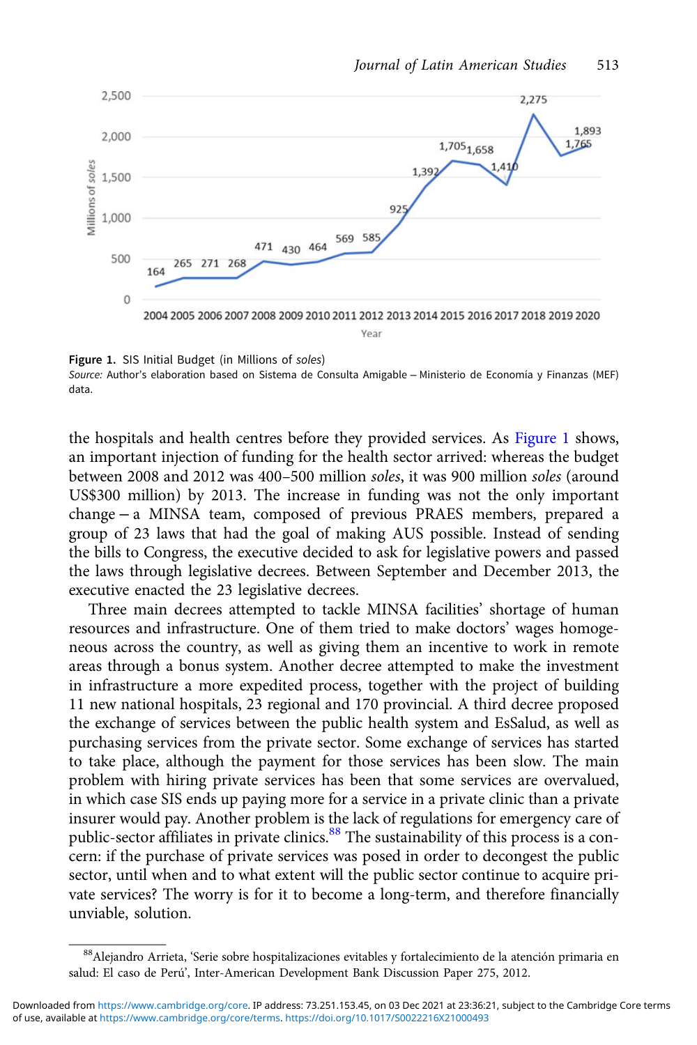Figure 1. SIS Initial Budget (in Millions of *soles*)
*Source:* Author's elaboration based on Sistema de Consulta Amigable – Ministerio de Economía y Finanzas (MEF) data.

the hospitals and health centres before they provided services. As Figure 1 shows, an important injection of funding for the health sector arrived: whereas the budget between 2008 and 2012 was 400–500 million *soles*, it was 900 million *soles* (around US$300 million) by 2013. The increase in funding was not the only important change – a MINSA team, composed of previous PRAES members, prepared a group of 23 laws that had the goal of making AUS possible. Instead of sending the bills to Congress, the executive decided to ask for legislative powers and passed the laws through legislative decrees. Between September and December 2013, the executive enacted the 23 legislative decrees.

Three main decrees attempted to tackle MINSA facilities' shortage of human resources and infrastructure. One of them tried to make doctors' wages homogeneous across the country, as well as giving them an incentive to work in remote areas through a bonus system. Another decree attempted to make the investment in infrastructure a more expedited process, together with the project of building 11 new national hospitals, 23 regional and 170 provincial. A third decree proposed the exchange of services between the public health system and EsSalud, as well as purchasing services from the private sector. Some exchange of services has started to take place, although the payment for those services has been slow. The main problem with hiring private services has been that some services are overvalued, in which case SIS ends up paying more for a service in a private clinic than a private insurer would pay. Another problem is the lack of regulations for emergency care of public-sector affiliates in private clinics.[88] The sustainability of this process is a concern: if the purchase of private services was posed in order to decongest the public sector, until when and to what extent will the public sector continue to acquire private services? The worry is for it to become a long-term, and therefore financially unviable, solution.

[88] Alejandro Arrieta, 'Serie sobre hospitalizaciones evitables y fortalecimiento de la atención primaria en salud: El caso de Perú', Inter-American Development Bank Discussion Paper 275, 2012.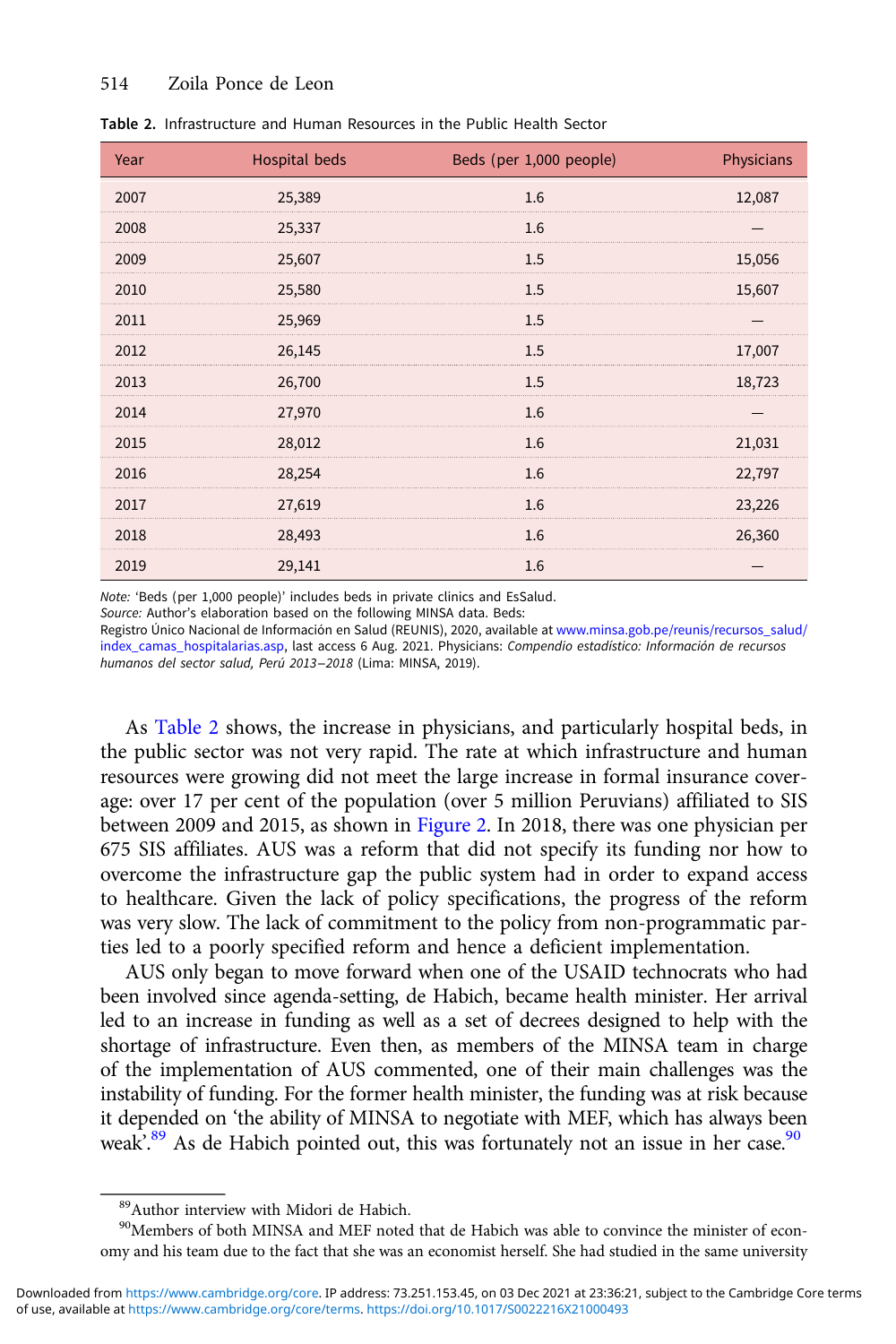**Table 2.** Infrastructure and Human Resources in the Public Health Sector

| Year | Hospital beds | Beds (per 1,000 people) | Physicians |
|---|---|---|---|
| 2007 | 25,389 | 1.6 | 12,087 |
| 2008 | 25,337 | 1.6 | — |
| 2009 | 25,607 | 1.5 | 15,056 |
| 2010 | 25,580 | 1.5 | 15,607 |
| 2011 | 25,969 | 1.5 | — |
| 2012 | 26,145 | 1.5 | 17,007 |
| 2013 | 26,700 | 1.5 | 18,723 |
| 2014 | 27,970 | 1.6 | — |
| 2015 | 28,012 | 1.6 | 21,031 |
| 2016 | 28,254 | 1.6 | 22,797 |
| 2017 | 27,619 | 1.6 | 23,226 |
| 2018 | 28,493 | 1.6 | 26,360 |
| 2019 | 29,141 | 1.6 | — |

*Note:* 'Beds (per 1,000 people)' includes beds in private clinics and EsSalud.
*Source:* Author's elaboration based on the following MINSA data. Beds: Registro Único Nacional de Información en Salud (REUNIS), 2020, available at www.minsa.gob.pe/reunis/recursos_salud/index_camas_hospitalarias.asp, last access 6 Aug. 2021. Physicians: *Compendio estadístico: Información de recursos humanos del sector salud, Perú 2013–2018* (Lima: MINSA, 2019).

As Table 2 shows, the increase in physicians, and particularly hospital beds, in the public sector was not very rapid. The rate at which infrastructure and human resources were growing did not meet the large increase in formal insurance coverage: over 17 per cent of the population (over 5 million Peruvians) affiliated to SIS between 2009 and 2015, as shown in Figure 2. In 2018, there was one physician per 675 SIS affiliates. AUS was a reform that did not specify its funding nor how to overcome the infrastructure gap the public system had in order to expand access to healthcare. Given the lack of policy specifications, the progress of the reform was very slow. The lack of commitment to the policy from non-programmatic parties led to a poorly specified reform and hence a deficient implementation.

AUS only began to move forward when one of the USAID technocrats who had been involved since agenda-setting, de Habich, became health minister. Her arrival led to an increase in funding as well as a set of decrees designed to help with the shortage of infrastructure. Even then, as members of the MINSA team in charge of the implementation of AUS commented, one of their main challenges was the instability of funding. For the former health minister, the funding was at risk because it depended on 'the ability of MINSA to negotiate with MEF, which has always been weak'.[89] As de Habich pointed out, this was fortunately not an issue in her case.[90]

[89] Author interview with Midori de Habich.

[90] Members of both MINSA and MEF noted that de Habich was able to convince the minister of economy and his team due to the fact that she was an economist herself. She had studied in the same university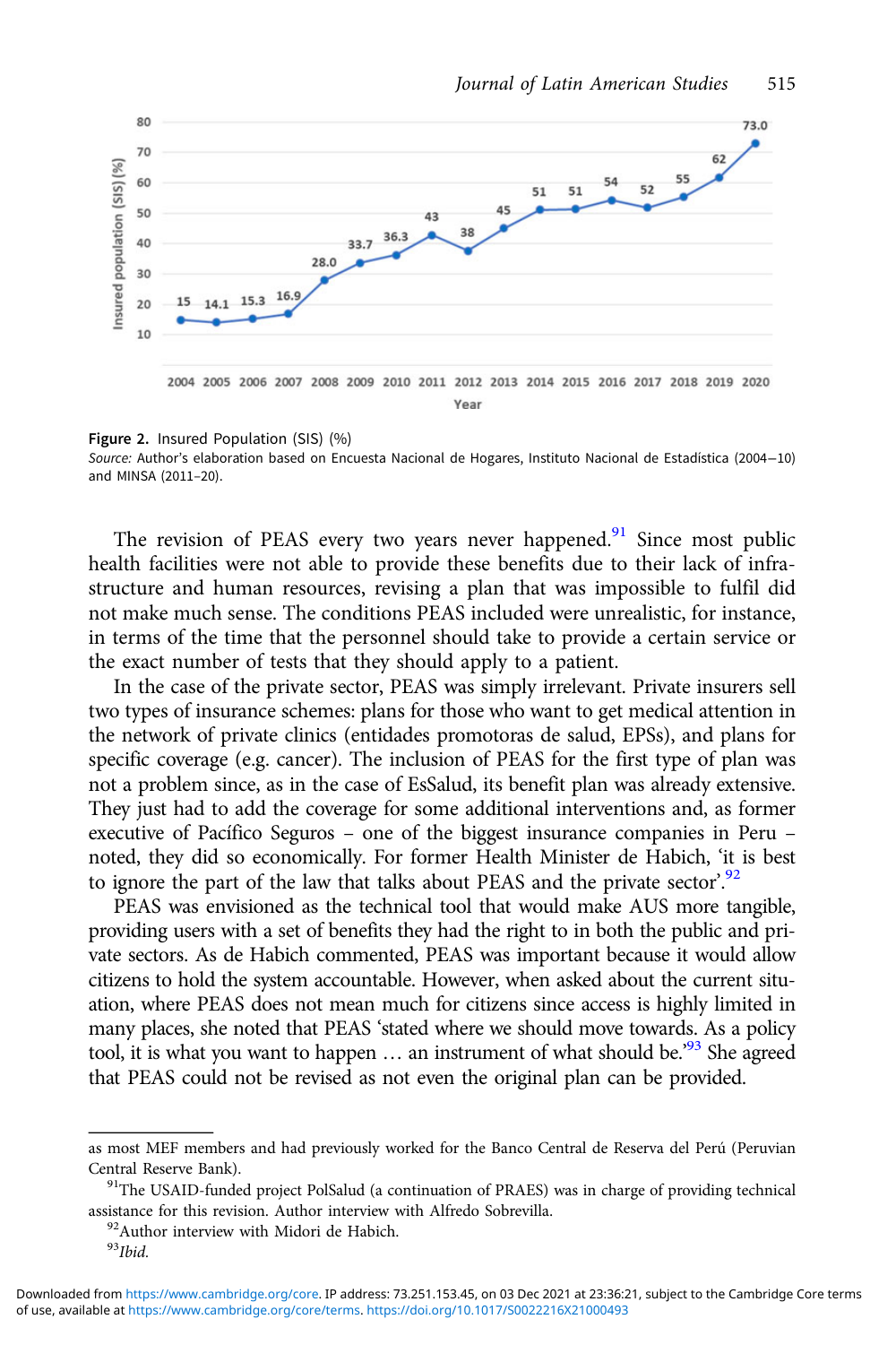Figure 2. Insured Population (SIS) (%)

*Source:* Author's elaboration based on Encuesta Nacional de Hogares, Instituto Nacional de Estadística (2004–10) and MINSA (2011–20).

The revision of PEAS every two years never happened.[91] Since most public health facilities were not able to provide these benefits due to their lack of infrastructure and human resources, revising a plan that was impossible to fulfil did not make much sense. The conditions PEAS included were unrealistic, for instance, in terms of the time that the personnel should take to provide a certain service or the exact number of tests that they should apply to a patient.

In the case of the private sector, PEAS was simply irrelevant. Private insurers sell two types of insurance schemes: plans for those who want to get medical attention in the network of private clinics (entidades promotoras de salud, EPSs), and plans for specific coverage (e.g. cancer). The inclusion of PEAS for the first type of plan was not a problem since, as in the case of EsSalud, its benefit plan was already extensive. They just had to add the coverage for some additional interventions and, as former executive of Pacífico Seguros – one of the biggest insurance companies in Peru – noted, they did so economically. For former Health Minister de Habich, 'it is best to ignore the part of the law that talks about PEAS and the private sector'.[92]

PEAS was envisioned as the technical tool that would make AUS more tangible, providing users with a set of benefits they had the right to in both the public and private sectors. As de Habich commented, PEAS was important because it would allow citizens to hold the system accountable. However, when asked about the current situation, where PEAS does not mean much for citizens since access is highly limited in many places, she noted that PEAS 'stated where we should move towards. As a policy tool, it is what you want to happen … an instrument of what should be.'[93] She agreed that PEAS could not be revised as not even the original plan can be provided.

---

as most MEF members and had previously worked for the Banco Central de Reserva del Perú (Peruvian Central Reserve Bank).

[91] The USAID-funded project PolSalud (a continuation of PRAES) was in charge of providing technical assistance for this revision. Author interview with Alfredo Sobrevilla.

[92] Author interview with Midori de Habich.

[93] *Ibid.*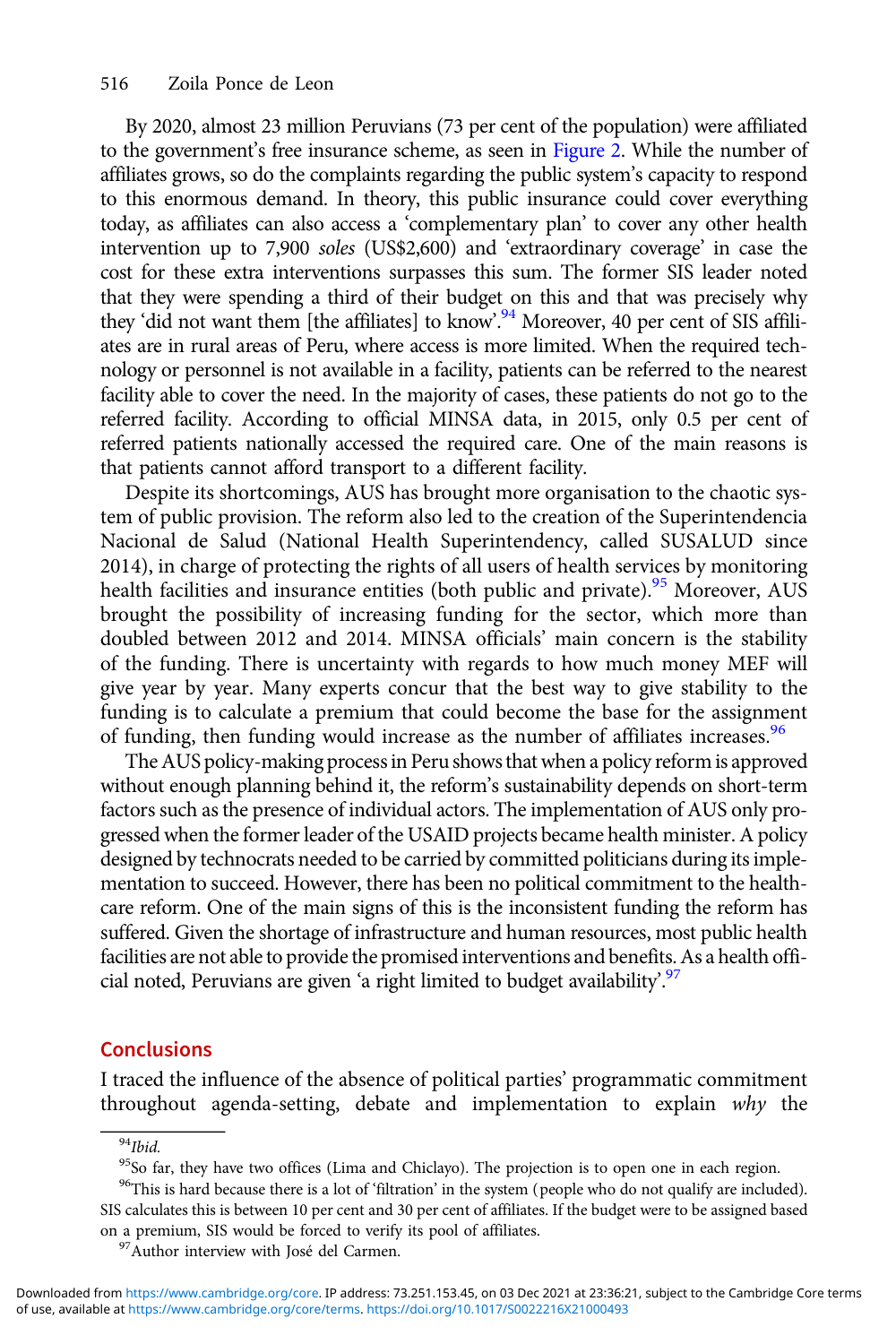By 2020, almost 23 million Peruvians (73 per cent of the population) were affiliated to the government's free insurance scheme, as seen in Figure 2. While the number of affiliates grows, so do the complaints regarding the public system's capacity to respond to this enormous demand. In theory, this public insurance could cover everything today, as affiliates can also access a 'complementary plan' to cover any other health intervention up to 7,900 *soles* (US$2,600) and 'extraordinary coverage' in case the cost for these extra interventions surpasses this sum. The former SIS leader noted that they were spending a third of their budget on this and that was precisely why they 'did not want them [the affiliates] to know'.[94] Moreover, 40 per cent of SIS affiliates are in rural areas of Peru, where access is more limited. When the required technology or personnel is not available in a facility, patients can be referred to the nearest facility able to cover the need. In the majority of cases, these patients do not go to the referred facility. According to official MINSA data, in 2015, only 0.5 per cent of referred patients nationally accessed the required care. One of the main reasons is that patients cannot afford transport to a different facility.

Despite its shortcomings, AUS has brought more organisation to the chaotic system of public provision. The reform also led to the creation of the Superintendencia Nacional de Salud (National Health Superintendency, called SUSALUD since 2014), in charge of protecting the rights of all users of health services by monitoring health facilities and insurance entities (both public and private).[95] Moreover, AUS brought the possibility of increasing funding for the sector, which more than doubled between 2012 and 2014. MINSA officials' main concern is the stability of the funding. There is uncertainty with regards to how much money MEF will give year by year. Many experts concur that the best way to give stability to the funding is to calculate a premium that could become the base for the assignment of funding, then funding would increase as the number of affiliates increases.[96]

The AUS policy-making process in Peru shows that when a policy reform is approved without enough planning behind it, the reform's sustainability depends on short-term factors such as the presence of individual actors. The implementation of AUS only progressed when the former leader of the USAID projects became health minister. A policy designed by technocrats needed to be carried by committed politicians during its implementation to succeed. However, there has been no political commitment to the healthcare reform. One of the main signs of this is the inconsistent funding the reform has suffered. Given the shortage of infrastructure and human resources, most public health facilities are not able to provide the promised interventions and benefits. As a health official noted, Peruvians are given 'a right limited to budget availability'.[97]

## Conclusions

I traced the influence of the absence of political parties' programmatic commitment throughout agenda-setting, debate and implementation to explain *why* the

---

[94] *Ibid.*

[95] So far, they have two offices (Lima and Chiclayo). The projection is to open one in each region.

[96] This is hard because there is a lot of 'filtration' in the system (people who do not qualify are included). SIS calculates this is between 10 per cent and 30 per cent of affiliates. If the budget were to be assigned based on a premium, SIS would be forced to verify its pool of affiliates.

[97] Author interview with José del Carmen.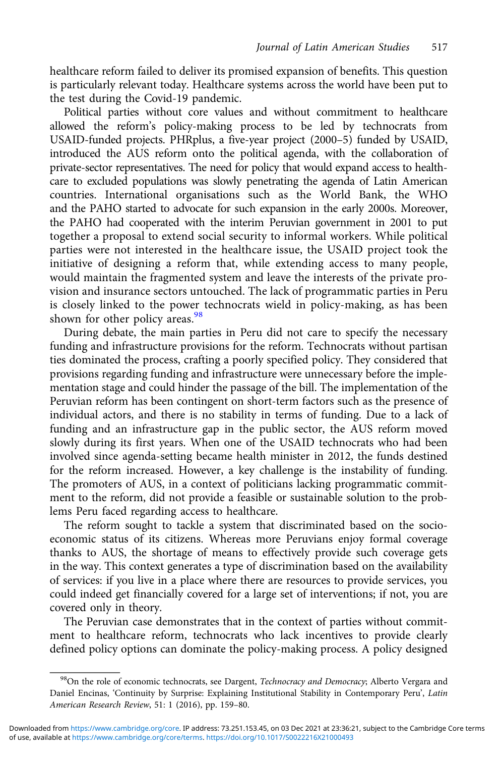healthcare reform failed to deliver its promised expansion of benefits. This question is particularly relevant today. Healthcare systems across the world have been put to the test during the Covid-19 pandemic.

Political parties without core values and without commitment to healthcare allowed the reform's policy-making process to be led by technocrats from USAID-funded projects. PHRplus, a five-year project (2000–5) funded by USAID, introduced the AUS reform onto the political agenda, with the collaboration of private-sector representatives. The need for policy that would expand access to healthcare to excluded populations was slowly penetrating the agenda of Latin American countries. International organisations such as the World Bank, the WHO and the PAHO started to advocate for such expansion in the early 2000s. Moreover, the PAHO had cooperated with the interim Peruvian government in 2001 to put together a proposal to extend social security to informal workers. While political parties were not interested in the healthcare issue, the USAID project took the initiative of designing a reform that, while extending access to many people, would maintain the fragmented system and leave the interests of the private provision and insurance sectors untouched. The lack of programmatic parties in Peru is closely linked to the power technocrats wield in policy-making, as has been shown for other policy areas.[98]

During debate, the main parties in Peru did not care to specify the necessary funding and infrastructure provisions for the reform. Technocrats without partisan ties dominated the process, crafting a poorly specified policy. They considered that provisions regarding funding and infrastructure were unnecessary before the implementation stage and could hinder the passage of the bill. The implementation of the Peruvian reform has been contingent on short-term factors such as the presence of individual actors, and there is no stability in terms of funding. Due to a lack of funding and an infrastructure gap in the public sector, the AUS reform moved slowly during its first years. When one of the USAID technocrats who had been involved since agenda-setting became health minister in 2012, the funds destined for the reform increased. However, a key challenge is the instability of funding. The promoters of AUS, in a context of politicians lacking programmatic commitment to the reform, did not provide a feasible or sustainable solution to the problems Peru faced regarding access to healthcare.

The reform sought to tackle a system that discriminated based on the socioeconomic status of its citizens. Whereas more Peruvians enjoy formal coverage thanks to AUS, the shortage of means to effectively provide such coverage gets in the way. This context generates a type of discrimination based on the availability of services: if you live in a place where there are resources to provide services, you could indeed get financially covered for a large set of interventions; if not, you are covered only in theory.

The Peruvian case demonstrates that in the context of parties without commitment to healthcare reform, technocrats who lack incentives to provide clearly defined policy options can dominate the policy-making process. A policy designed

---

[98] On the role of economic technocrats, see Dargent, *Technocracy and Democracy*; Alberto Vergara and Daniel Encinas, 'Continuity by Surprise: Explaining Institutional Stability in Contemporary Peru', *Latin American Research Review*, 51: 1 (2016), pp. 159–80.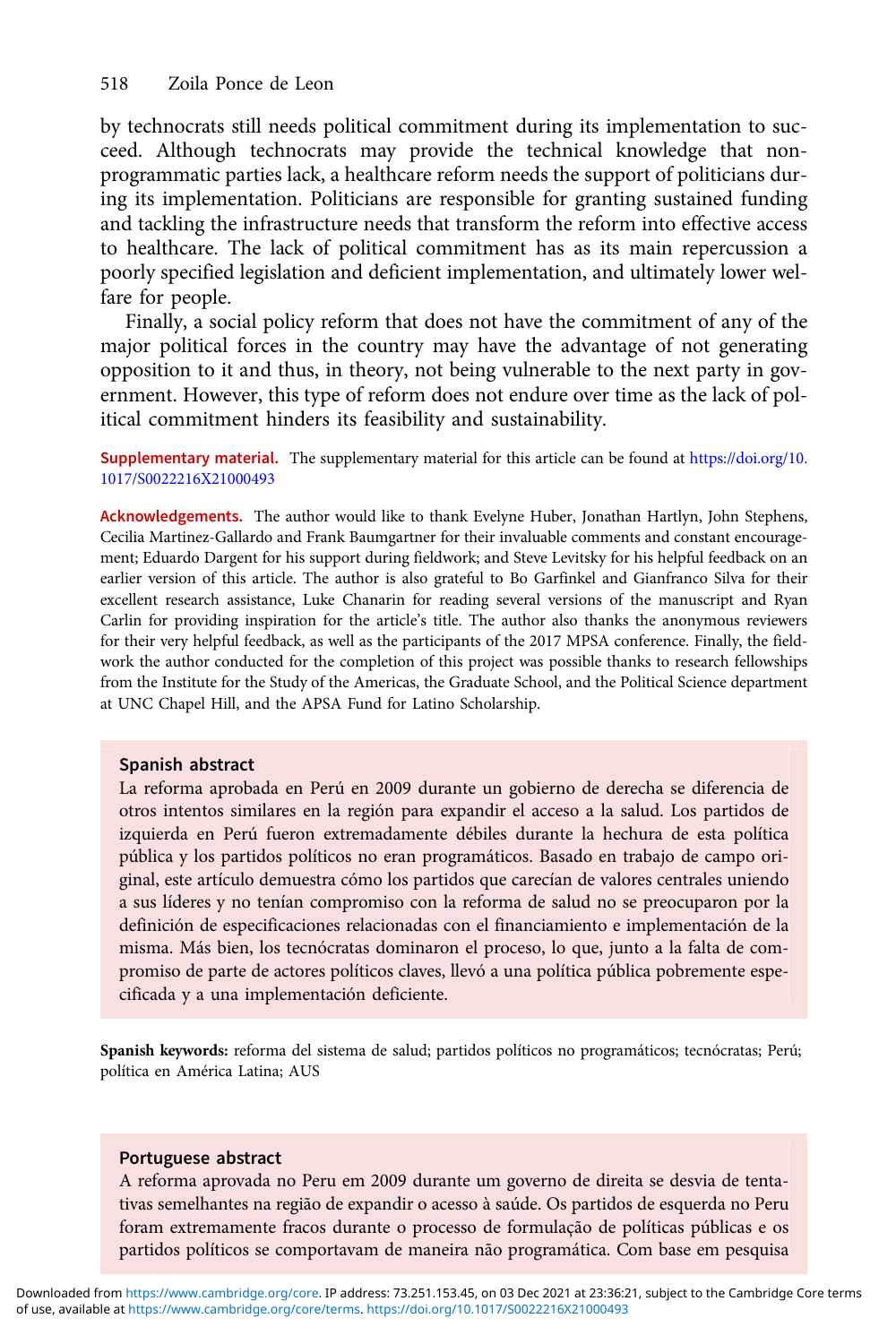by technocrats still needs political commitment during its implementation to succeed. Although technocrats may provide the technical knowledge that non-programmatic parties lack, a healthcare reform needs the support of politicians during its implementation. Politicians are responsible for granting sustained funding and tackling the infrastructure needs that transform the reform into effective access to healthcare. The lack of political commitment has as its main repercussion a poorly specified legislation and deficient implementation, and ultimately lower welfare for people.

Finally, a social policy reform that does not have the commitment of any of the major political forces in the country may have the advantage of not generating opposition to it and thus, in theory, not being vulnerable to the next party in government. However, this type of reform does not endure over time as the lack of political commitment hinders its feasibility and sustainability.

**Supplementary material.** The supplementary material for this article can be found at https://doi.org/10.1017/S0022216X21000493

**Acknowledgements.** The author would like to thank Evelyne Huber, Jonathan Hartlyn, John Stephens, Cecilia Martinez-Gallardo and Frank Baumgartner for their invaluable comments and constant encouragement; Eduardo Dargent for his support during fieldwork; and Steve Levitsky for his helpful feedback on an earlier version of this article. The author is also grateful to Bo Garfinkel and Gianfranco Silva for their excellent research assistance, Luke Chanarin for reading several versions of the manuscript and Ryan Carlin for providing inspiration for the article's title. The author also thanks the anonymous reviewers for their very helpful feedback, as well as the participants of the 2017 MPSA conference. Finally, the fieldwork the author conducted for the completion of this project was possible thanks to research fellowships from the Institute for the Study of the Americas, the Graduate School, and the Political Science department at UNC Chapel Hill, and the APSA Fund for Latino Scholarship.

## Spanish abstract

La reforma aprobada en Perú en 2009 durante un gobierno de derecha se diferencia de otros intentos similares en la región para expandir el acceso a la salud. Los partidos de izquierda en Perú fueron extremadamente débiles durante la hechura de esta política pública y los partidos políticos no eran programáticos. Basado en trabajo de campo original, este artículo demuestra cómo los partidos que carecían de valores centrales uniendo a sus líderes y no tenían compromiso con la reforma de salud no se preocuparon por la definición de especificaciones relacionadas con el financiamiento e implementación de la misma. Más bien, los tecnócratas dominaron el proceso, lo que, junto a la falta de compromiso de parte de actores políticos claves, llevó a una política pública pobremente especificada y a una implementación deficiente.

**Spanish keywords:** reforma del sistema de salud; partidos políticos no programáticos; tecnócratas; Perú; política en América Latina; AUS

## Portuguese abstract

A reforma aprovada no Peru em 2009 durante um governo de direita se desvia de tentativas semelhantes na região de expandir o acesso à saúde. Os partidos de esquerda no Peru foram extremamente fracos durante o processo de formulação de políticas públicas e os partidos políticos se comportavam de maneira não programática. Com base em pesquisa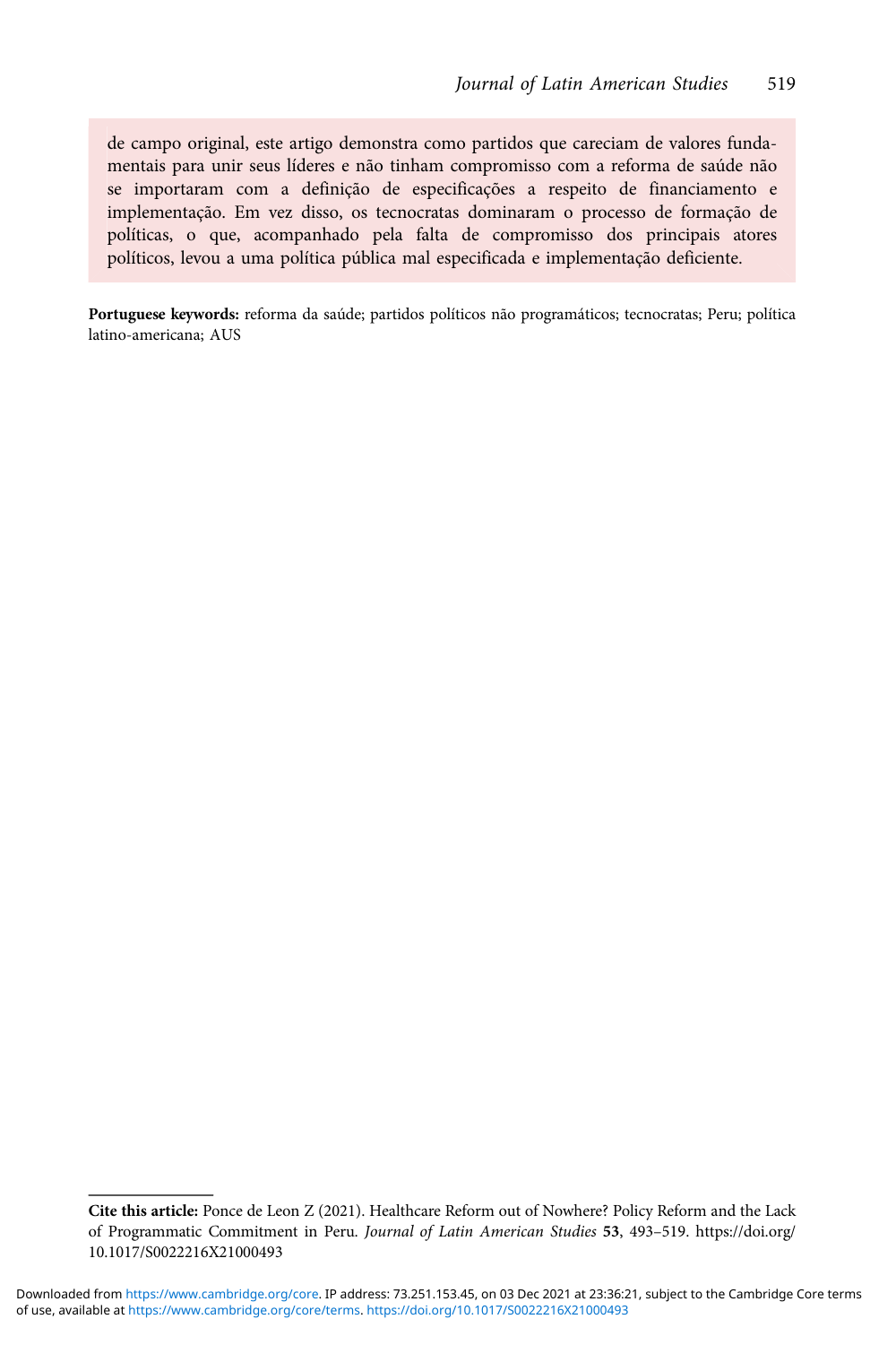de campo original, este artigo demonstra como partidos que careciam de valores fundamentais para unir seus líderes e não tinham compromisso com a reforma de saúde não se importaram com a definição de especificações a respeito de financiamento e implementação. Em vez disso, os tecnocratas dominaram o processo de formação de políticas, o que, acompanhado pela falta de compromisso dos principais atores políticos, levou a uma política pública mal especificada e implementação deficiente.

**Portuguese keywords:** reforma da saúde; partidos políticos não programáticos; tecnocratas; Peru; política latino-americana; AUS

**Cite this article:** Ponce de Leon Z (2021). Healthcare Reform out of Nowhere? Policy Reform and the Lack of Programmatic Commitment in Peru. *Journal of Latin American Studies* **53**, 493–519. https://doi.org/10.1017/S0022216X21000493